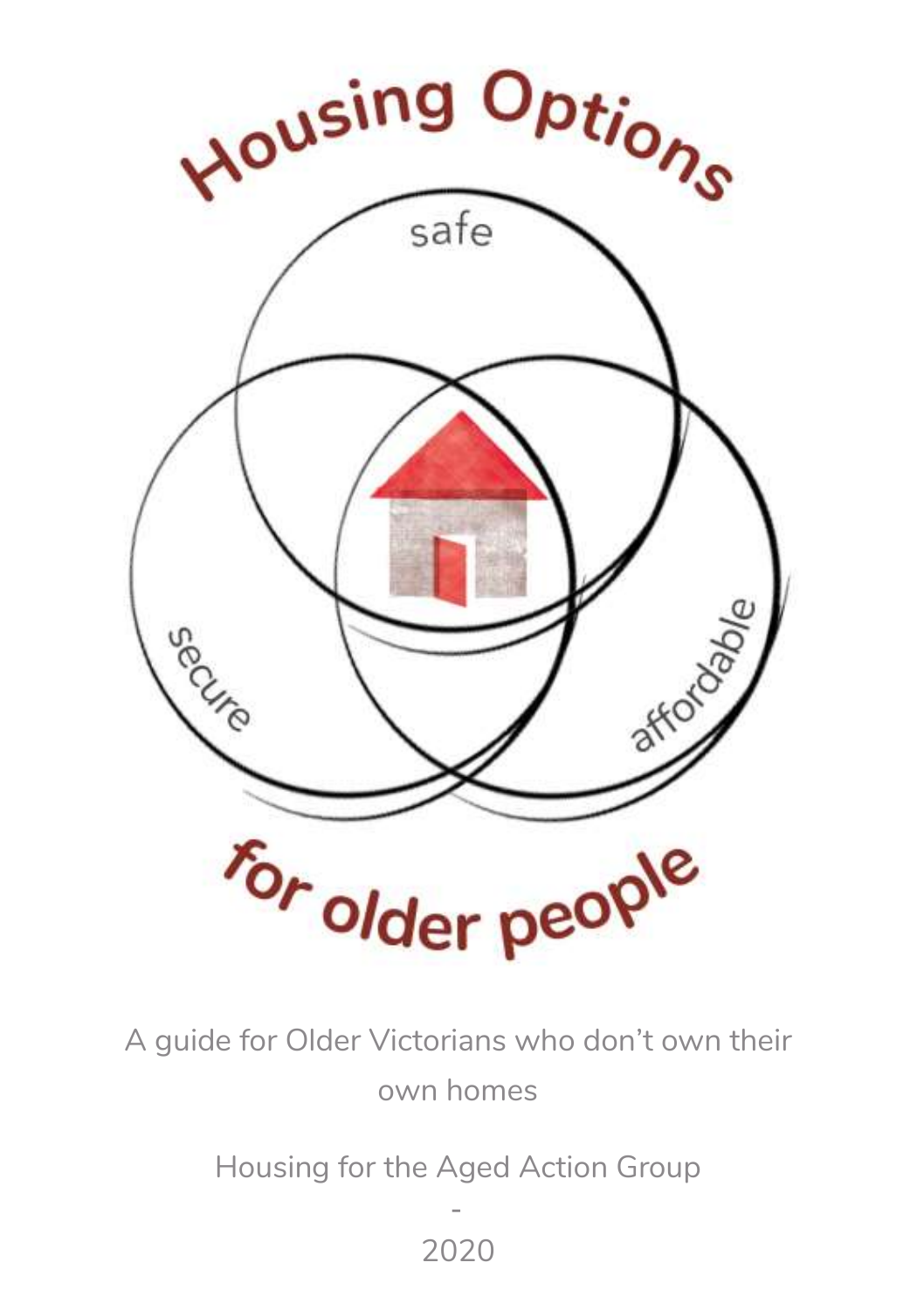# Housing Options for older people

safe

secure

affordable

A guide for Older Victorians who don't own their own homes

Housing for the Aged Action Group

-

2020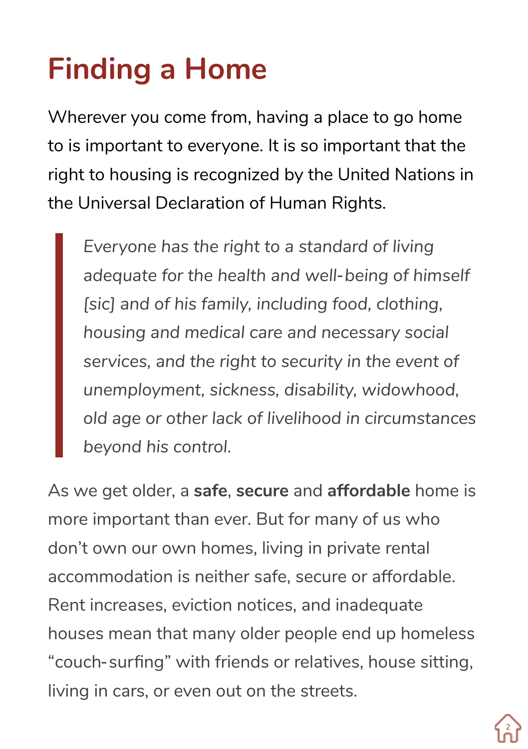# Finding a Home

Wherever you come from, having a place to go home to is important to everyone. It is so important that the right to housing is recognized by the United Nations in the Universal Declaration of Human Rights.

> *Everyone has the right to a standard of living adequate for the health and well-being of himself [sic] and of his family, including food, clothing, housing and medical care and necessary social services, and the right to security in the event of unemployment, sickness, disability, widowhood, old age or other lack of livelihood in circumstances beyond his control.*

As we get older, a **safe**, **secure** and **affordable** home is more important than ever. But for many of us who don't own our own homes, living in private rental accommodation is neither safe, secure or affordable. Rent increases, eviction notices, and inadequate houses mean that many older people end up homeless "couch-surfing" with friends or relatives, house sitting, living in cars, or even out on the streets.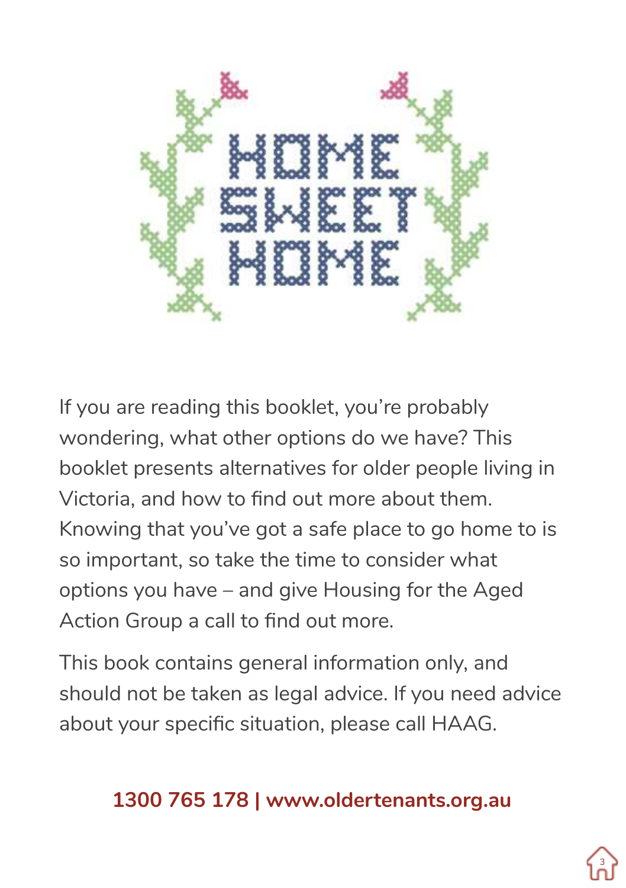HOME SWEET HOME

If you are reading this booklet, you're probably wondering, what other options do we have? This booklet presents alternatives for older people living in Victoria, and how to find out more about them. Knowing that you've got a safe place to go home to is so important, so take the time to consider what options you have – and give Housing for the Aged Action Group a call to find out more.

This book contains general information only, and should not be taken as legal advice. If you need advice about your specific situation, please call HAAG.

**1300 765 178 | www.oldertenants.org.au**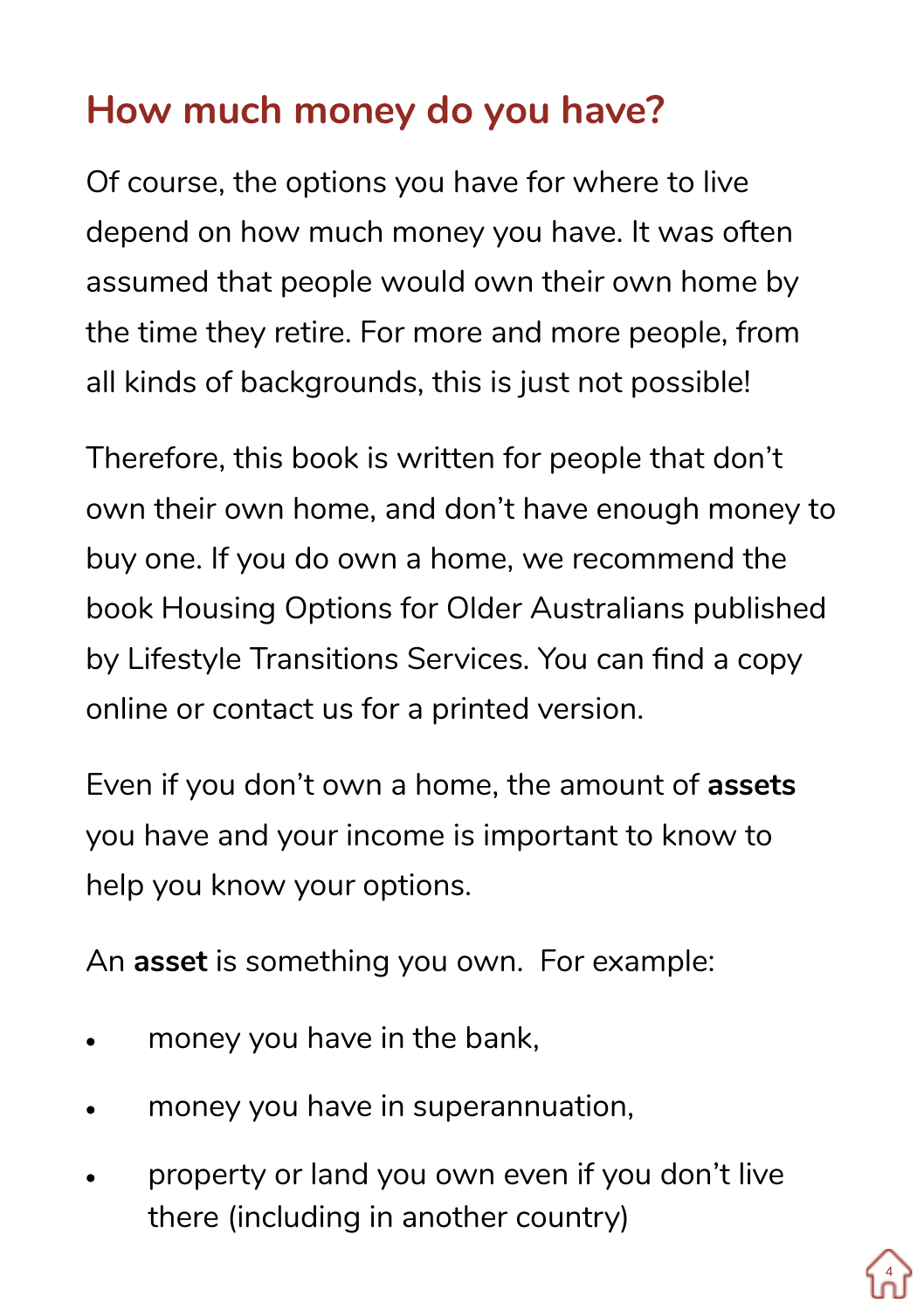## How much money do you have?

Of course, the options you have for where to live depend on how much money you have. It was often assumed that people would own their own home by the time they retire. For more and more people, from all kinds of backgrounds, this is just not possible!

Therefore, this book is written for people that don't own their own home, and don't have enough money to buy one. If you do own a home, we recommend the book Housing Options for Older Australians published by Lifestyle Transitions Services. You can find a copy online or contact us for a printed version.

Even if you don't own a home, the amount of **assets** you have and your income is important to know to help you know your options.

An **asset** is something you own. For example:

- money you have in the bank,
- money you have in superannuation,
- property or land you own even if you don't live there (including in another country)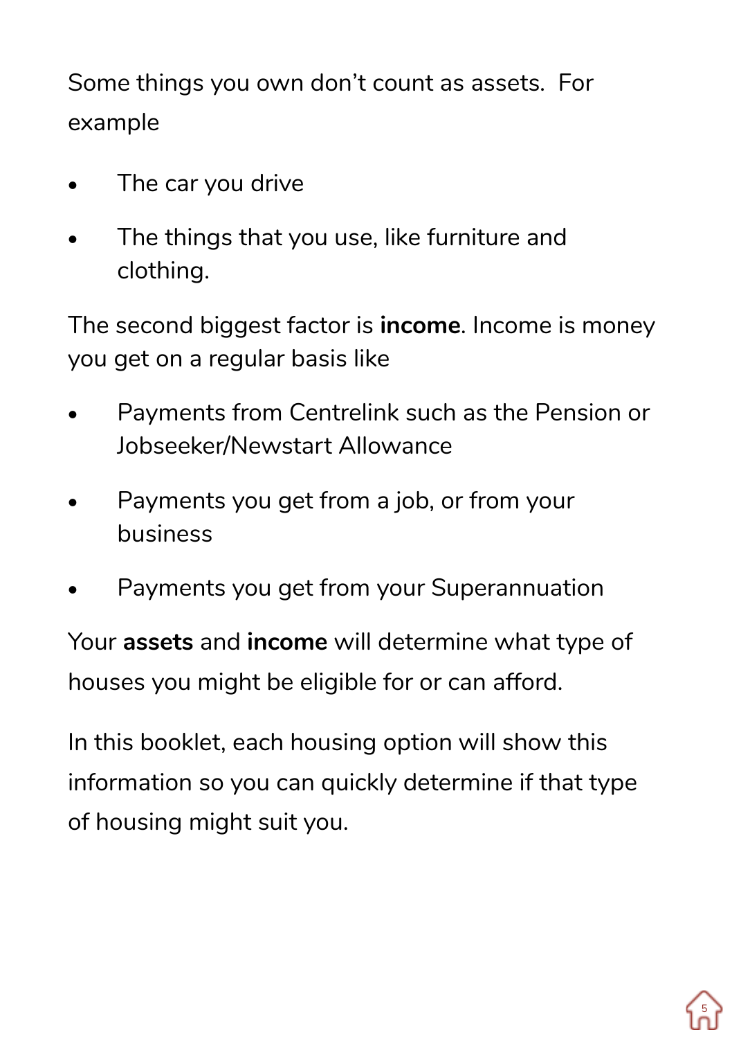Some things you own don't count as assets.  For example

- The car you drive
- The things that you use, like furniture and clothing.

The second biggest factor is **income**. Income is money you get on a regular basis like

- Payments from Centrelink such as the Pension or Jobseeker/Newstart Allowance
- Payments you get from a job, or from your business
- Payments you get from your Superannuation

Your **assets** and **income** will determine what type of houses you might be eligible for or can afford.

In this booklet, each housing option will show this information so you can quickly determine if that type of housing might suit you.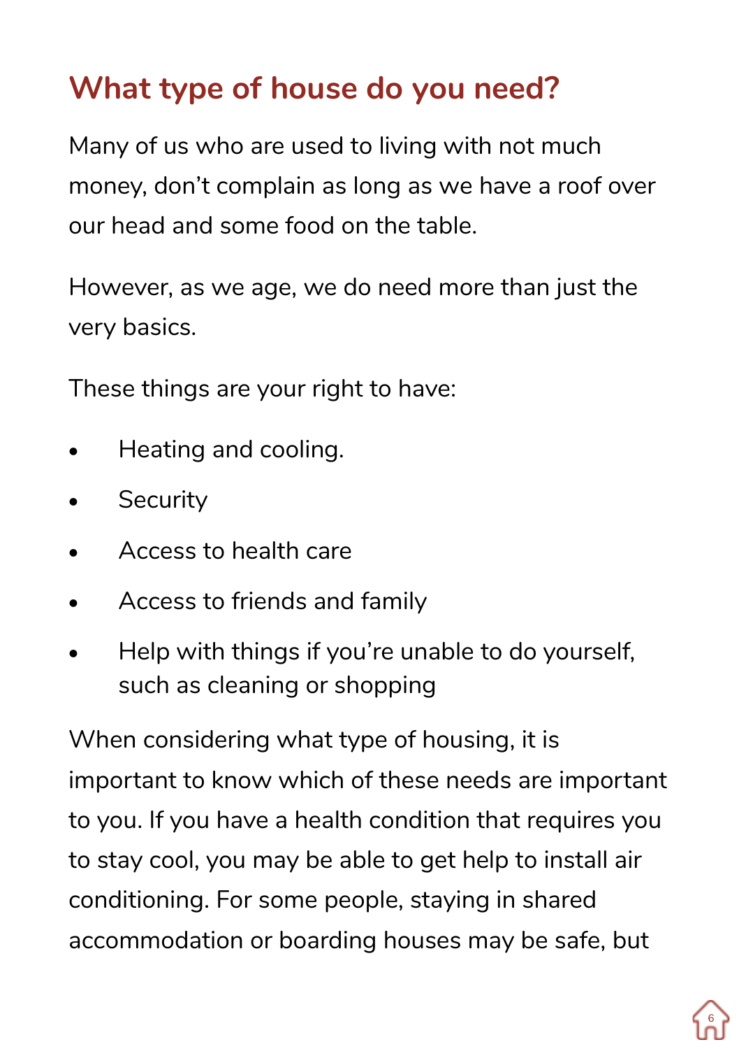## What type of house do you need?

Many of us who are used to living with not much money, don't complain as long as we have a roof over our head and some food on the table.

However, as we age, we do need more than just the very basics.

These things are your right to have:

- Heating and cooling.
- Security
- Access to health care
- Access to friends and family
- Help with things if you're unable to do yourself, such as cleaning or shopping

When considering what type of housing, it is important to know which of these needs are important to you. If you have a health condition that requires you to stay cool, you may be able to get help to install air conditioning. For some people, staying in shared accommodation or boarding houses may be safe, but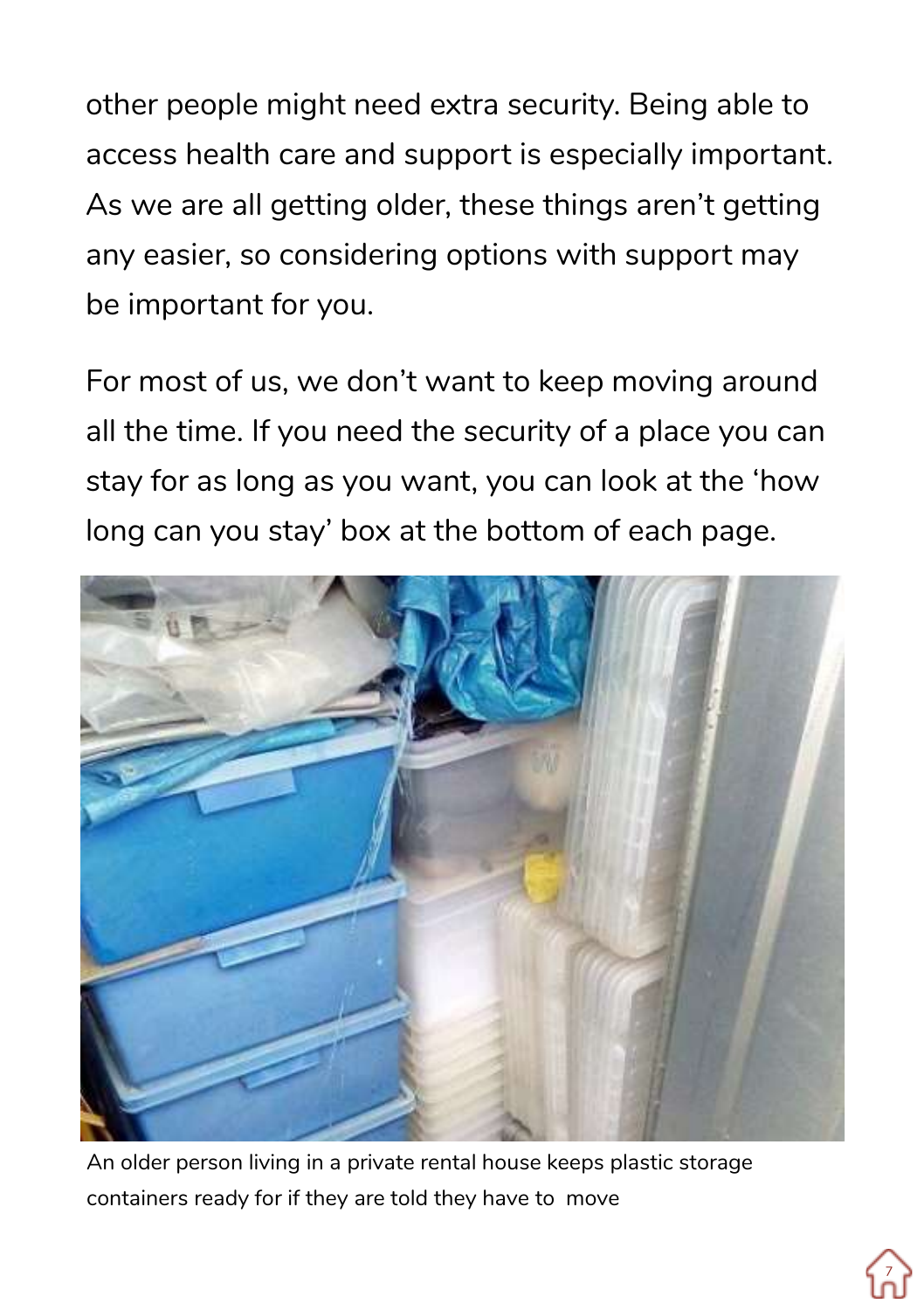other people might need extra security. Being able to access health care and support is especially important. As we are all getting older, these things aren't getting any easier, so considering options with support may be important for you.

For most of us, we don't want to keep moving around all the time. If you need the security of a place you can stay for as long as you want, you can look at the 'how long can you stay' box at the bottom of each page.

An older person living in a private rental house keeps plastic storage containers ready for if they are told they have to move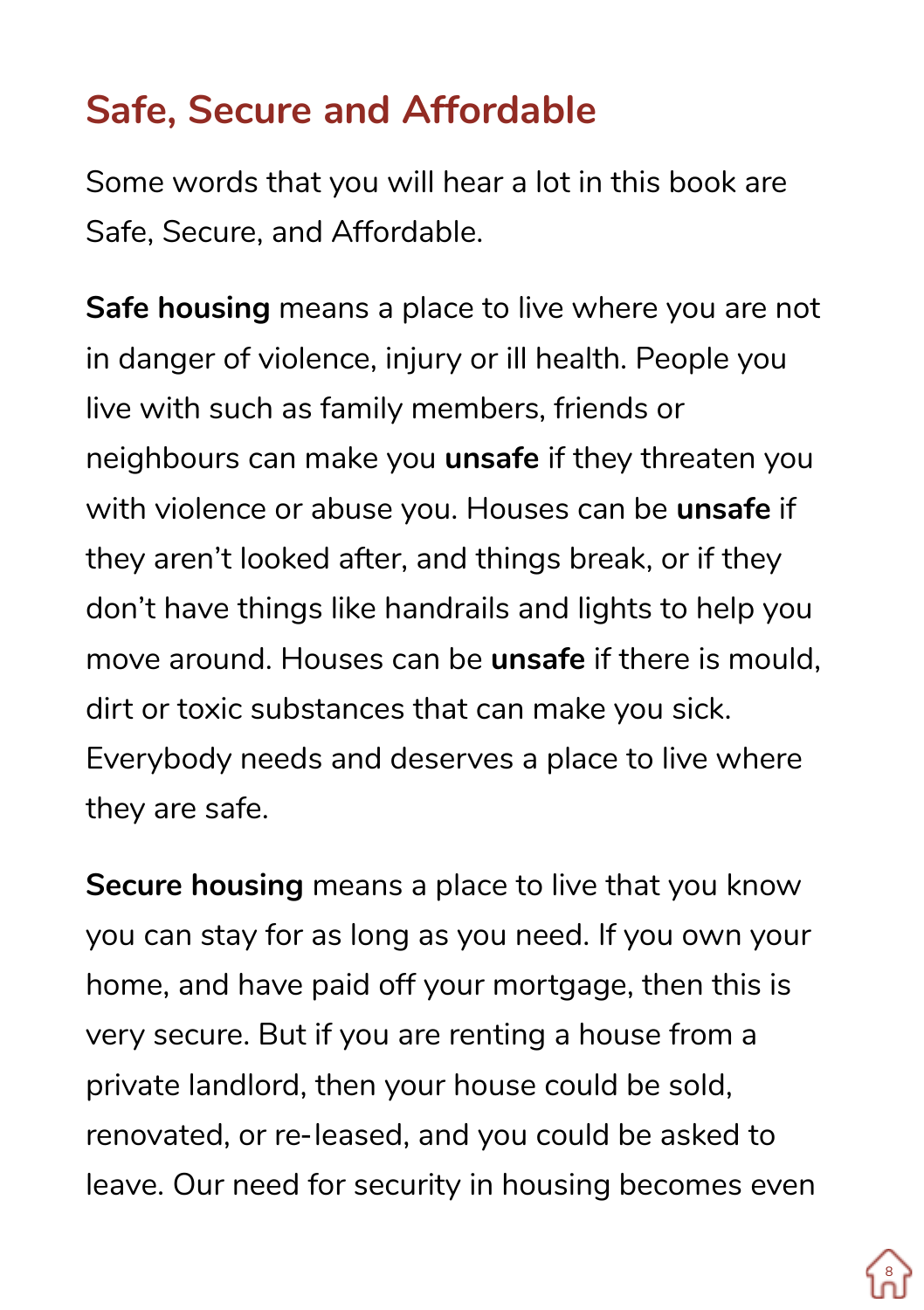## Safe, Secure and Affordable

Some words that you will hear a lot in this book are Safe, Secure, and Affordable.

**Safe housing** means a place to live where you are not in danger of violence, injury or ill health. People you live with such as family members, friends or neighbours can make you **unsafe** if they threaten you with violence or abuse you. Houses can be **unsafe** if they aren't looked after, and things break, or if they don't have things like handrails and lights to help you move around. Houses can be **unsafe** if there is mould, dirt or toxic substances that can make you sick. Everybody needs and deserves a place to live where they are safe.

**Secure housing** means a place to live that you know you can stay for as long as you need. If you own your home, and have paid off your mortgage, then this is very secure. But if you are renting a house from a private landlord, then your house could be sold, renovated, or re-leased, and you could be asked to leave. Our need for security in housing becomes even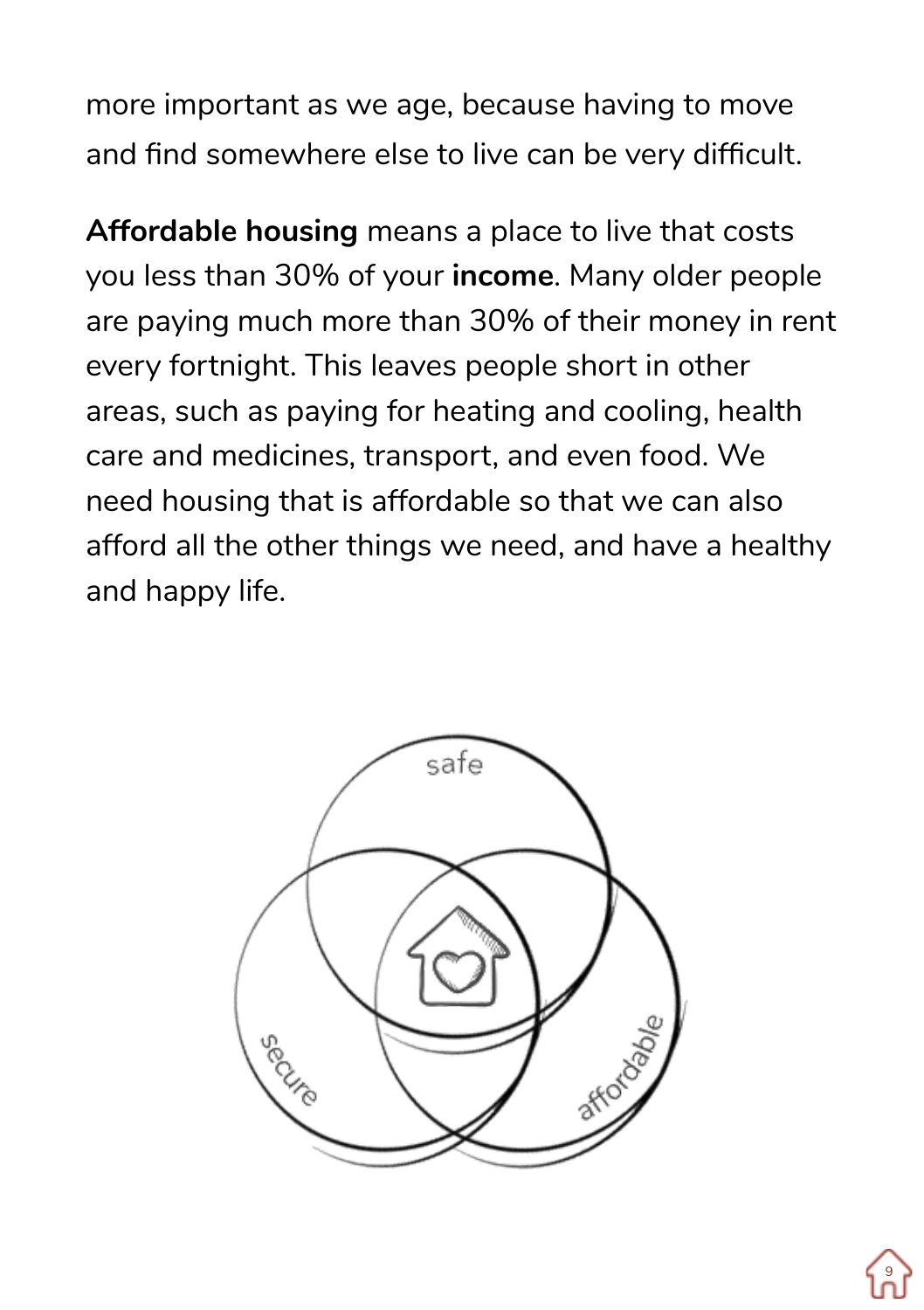more important as we age, because having to move and find somewhere else to live can be very difficult.

**Affordable housing** means a place to live that costs you less than 30% of your **income**. Many older people are paying much more than 30% of their money in rent every fortnight. This leaves people short in other areas, such as paying for heating and cooling, health care and medicines, transport, and even food. We need housing that is affordable so that we can also afford all the other things we need, and have a healthy and happy life.

safe

secure

affordable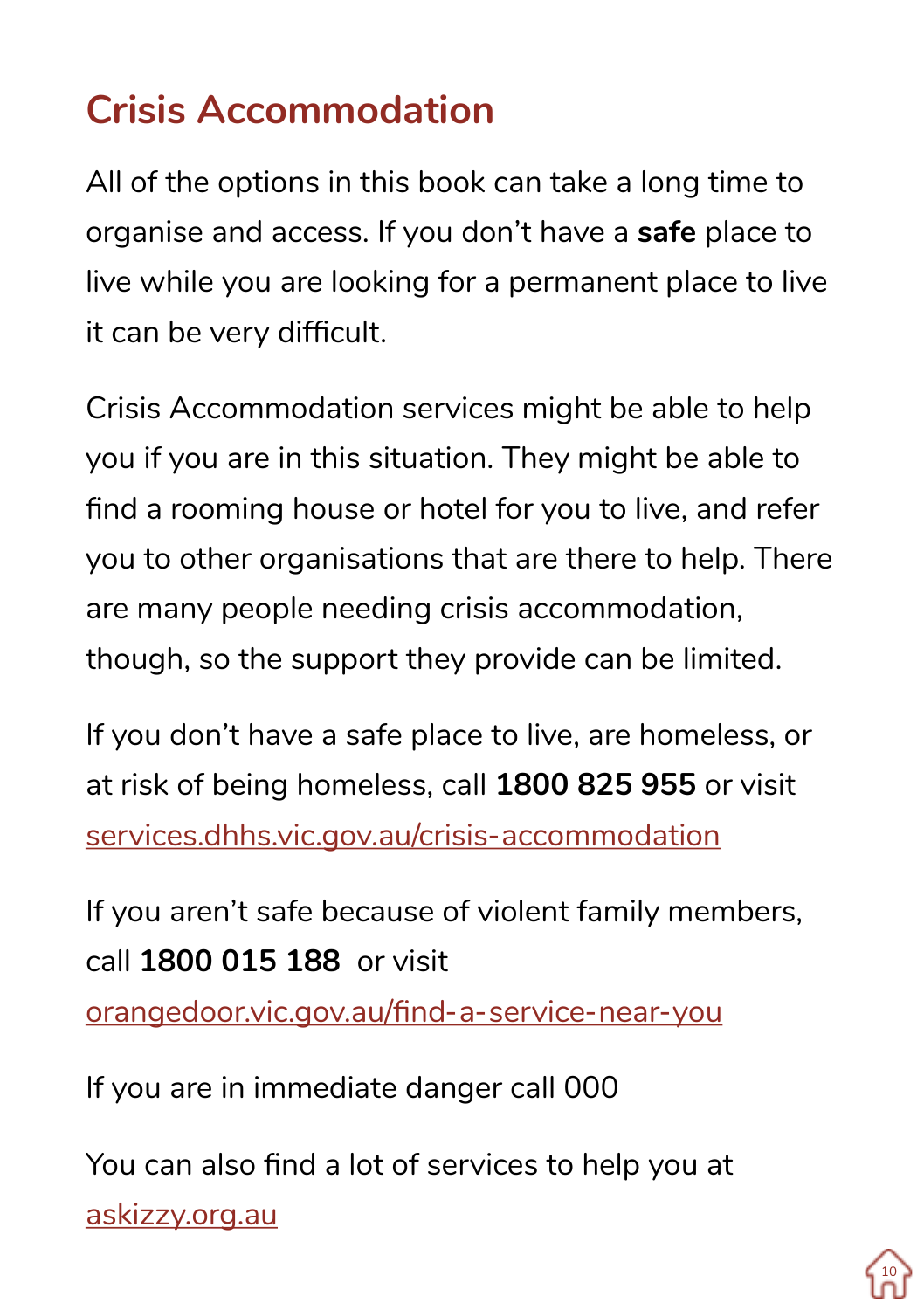# Crisis Accommodation

All of the options in this book can take a long time to organise and access. If you don't have a **safe** place to live while you are looking for a permanent place to live it can be very difficult.

Crisis Accommodation services might be able to help you if you are in this situation. They might be able to find a rooming house or hotel for you to live, and refer you to other organisations that are there to help. There are many people needing crisis accommodation, though, so the support they provide can be limited.

If you don't have a safe place to live, are homeless, or at risk of being homeless, call **1800 825 955** or visit [services.dhhs.vic.gov.au/crisis-accommodation](services.dhhs.vic.gov.au/crisis-accommodation)

If you aren't safe because of violent family members, call **1800 015 188** or visit [orangedoor.vic.gov.au/find-a-service-near-you](orangedoor.vic.gov.au/find-a-service-near-you)

If you are in immediate danger call 000

You can also find a lot of services to help you at [askizzy.org.au](askizzy.org.au)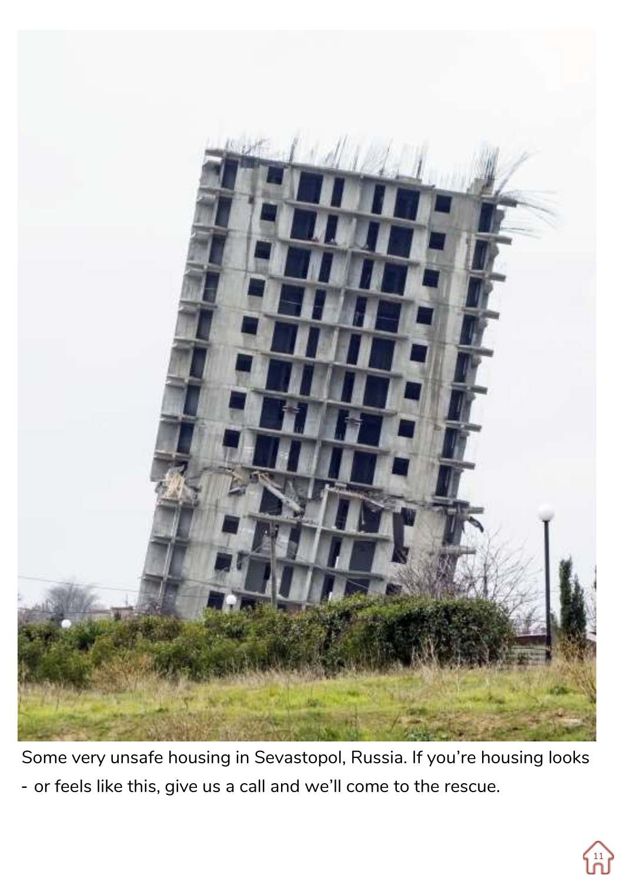Some very unsafe housing in Sevastopol, Russia. If you're housing looks - or feels like this, give us a call and we'll come to the rescue.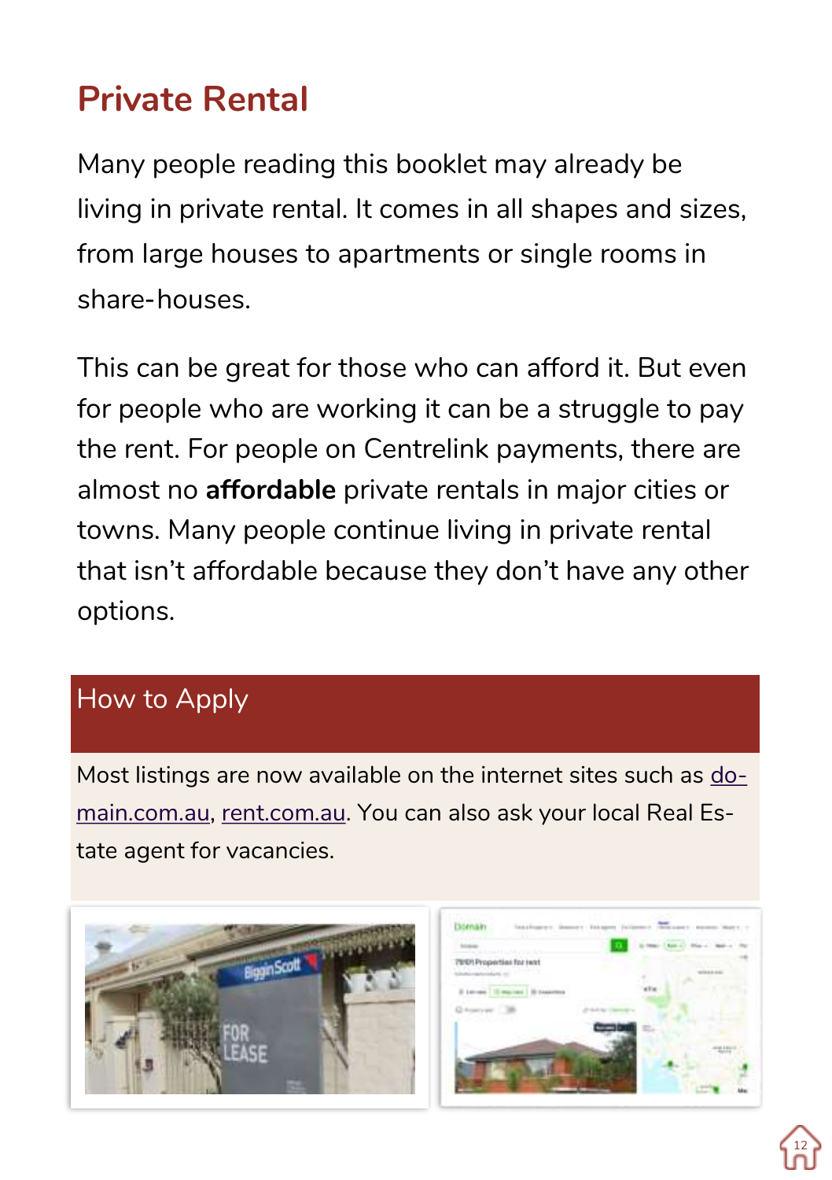# Private Rental

Many people reading this booklet may already be living in private rental. It comes in all shapes and sizes, from large houses to apartments or single rooms in share-houses.

This can be great for those who can afford it. But even for people who are working it can be a struggle to pay the rent. For people on Centrelink payments, there are almost no **affordable** private rentals in major cities or towns. Many people continue living in private rental that isn't affordable because they don't have any other options.

## How to Apply

Most listings are now available on the internet sites such as domain.com.au, rent.com.au. You can also ask your local Real Estate agent for vacancies.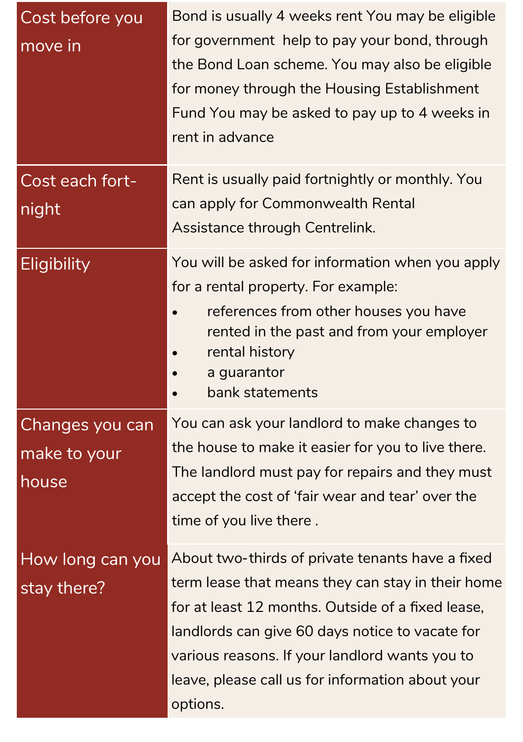| | |
|---|---|
| Cost before you move in | Bond is usually 4 weeks rent You may be eligible for government help to pay your bond, through the Bond Loan scheme. You may also be eligible for money through the Housing Establishment Fund You may be asked to pay up to 4 weeks in rent in advance |
| Cost each fort-night | Rent is usually paid fortnightly or monthly. You can apply for Commonwealth Rental Assistance through Centrelink. |
| Eligibility | You will be asked for information when you apply for a rental property. For example:<br>• references from other houses you have rented in the past and from your employer<br>• rental history<br>• a guarantor<br>• bank statements |
| Changes you can make to your house | You can ask your landlord to make changes to the house to make it easier for you to live there. The landlord must pay for repairs and they must accept the cost of 'fair wear and tear' over the time of you live there . |
| How long can you stay there? | About two-thirds of private tenants have a fixed term lease that means they can stay in their home for at least 12 months. Outside of a fixed lease, landlords can give 60 days notice to vacate for various reasons. If your landlord wants you to leave, please call us for information about your options. |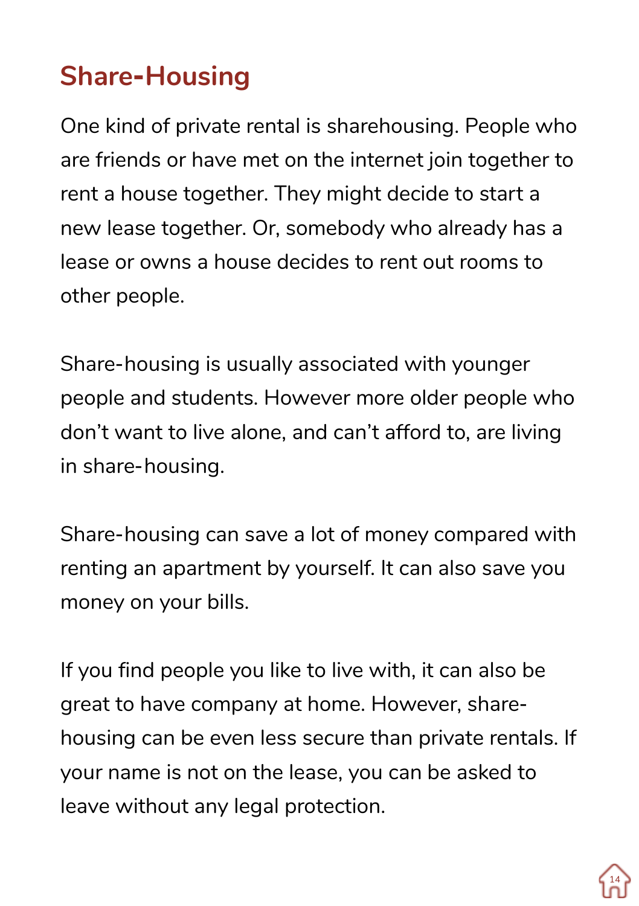## Share-Housing

One kind of private rental is sharehousing. People who are friends or have met on the internet join together to rent a house together. They might decide to start a new lease together. Or, somebody who already has a lease or owns a house decides to rent out rooms to other people.

Share-housing is usually associated with younger people and students. However more older people who don't want to live alone, and can't afford to, are living in share-housing.

Share-housing can save a lot of money compared with renting an apartment by yourself. It can also save you money on your bills.

If you find people you like to live with, it can also be great to have company at home. However, share-housing can be even less secure than private rentals. If your name is not on the lease, you can be asked to leave without any legal protection.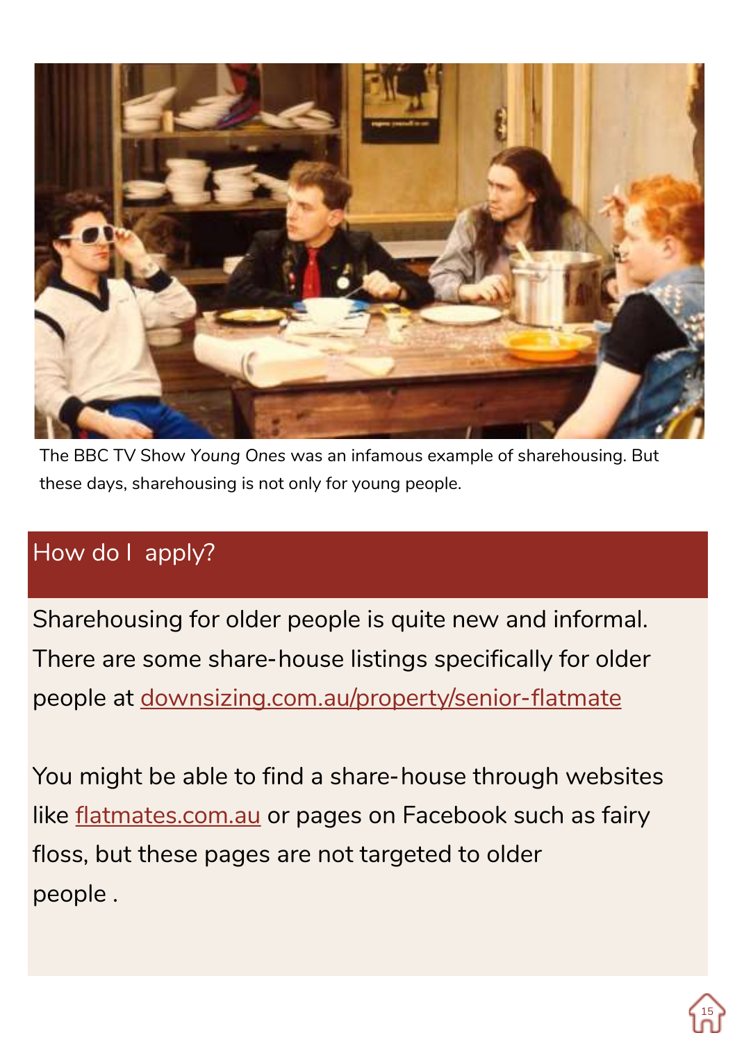The BBC TV Show *Young Ones* was an infamous example of sharehousing. But these days, sharehousing is not only for young people.

## How do I apply?

Sharehousing for older people is quite new and informal. There are some share-house listings specifically for older people at [downsizing.com.au/property/senior-flatmate](downsizing.com.au/property/senior-flatmate)

You might be able to find a share-house through websites like [flatmates.com.au](flatmates.com.au) or pages on Facebook such as fairy floss, but these pages are not targeted to older people .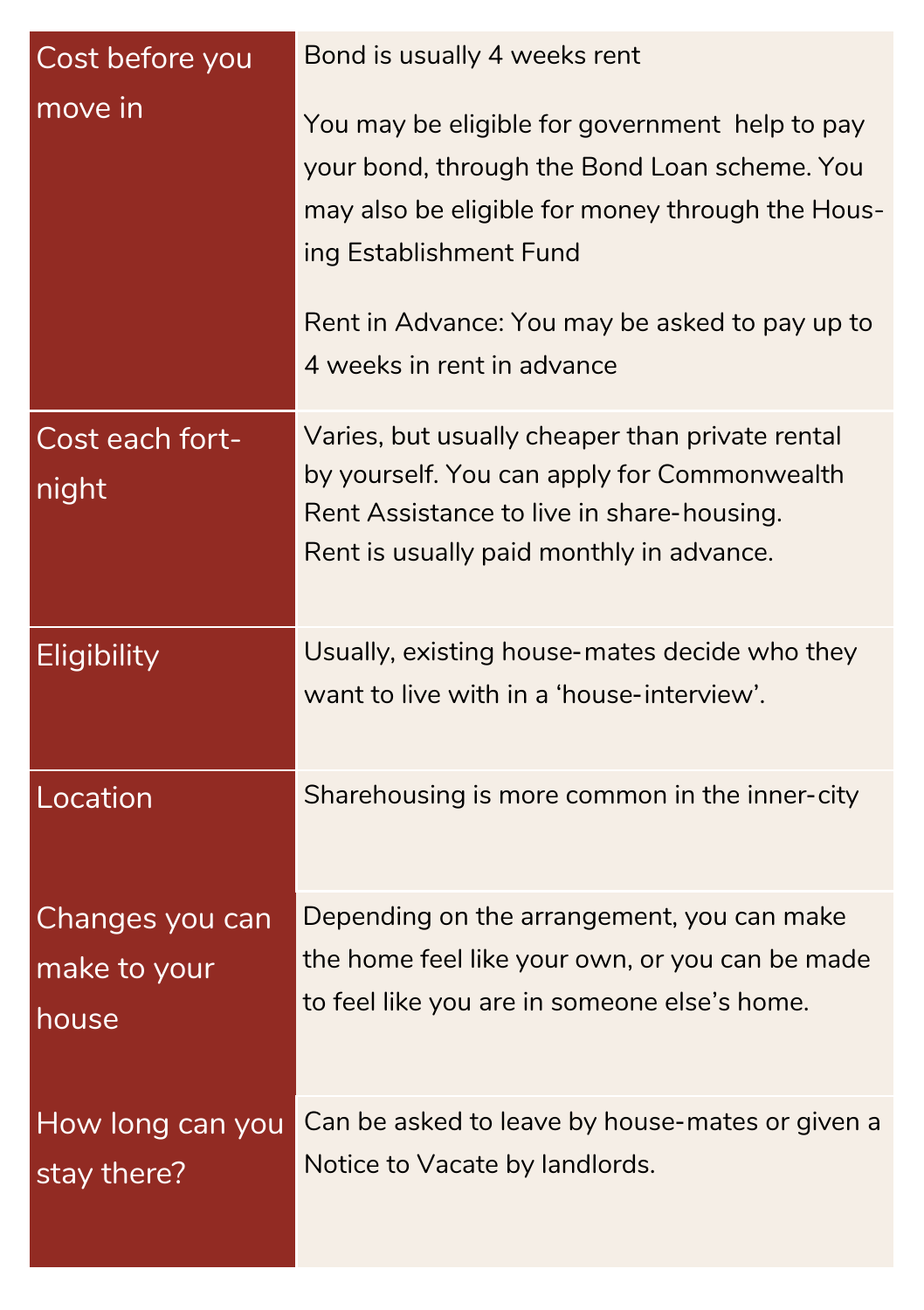| | |
|---|---|
| Cost before you move in | Bond is usually 4 weeks rent<br><br>You may be eligible for government help to pay your bond, through the Bond Loan scheme. You may also be eligible for money through the Housing Establishment Fund<br><br>Rent in Advance: You may be asked to pay up to 4 weeks in rent in advance |
| Cost each fortnight | Varies, but usually cheaper than private rental by yourself. You can apply for Commonwealth Rent Assistance to live in share-housing. Rent is usually paid monthly in advance. |
| Eligibility | Usually, existing house-mates decide who they want to live with in a 'house-interview'. |
| Location | Sharehousing is more common in the inner-city |
| Changes you can make to your house | Depending on the arrangement, you can make the home feel like your own, or you can be made to feel like you are in someone else's home. |
| How long can you stay there? | Can be asked to leave by house-mates or given a Notice to Vacate by landlords. |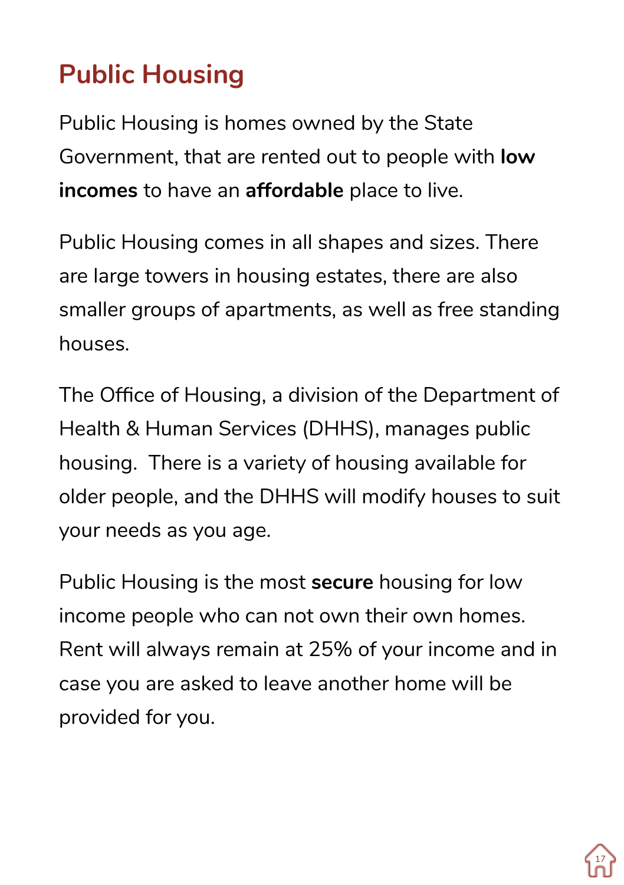# Public Housing

Public Housing is homes owned by the State Government, that are rented out to people with **low incomes** to have an **affordable** place to live.

Public Housing comes in all shapes and sizes. There are large towers in housing estates, there are also smaller groups of apartments, as well as free standing houses.

The Office of Housing, a division of the Department of Health & Human Services (DHHS), manages public housing.  There is a variety of housing available for older people, and the DHHS will modify houses to suit your needs as you age.

Public Housing is the most **secure** housing for low income people who can not own their own homes. Rent will always remain at 25% of your income and in case you are asked to leave another home will be provided for you.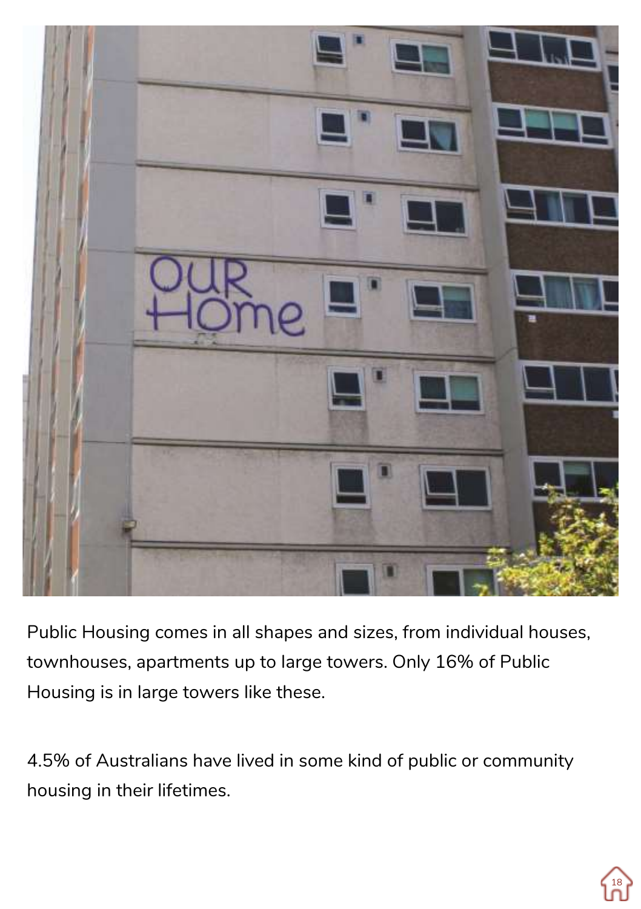Public Housing comes in all shapes and sizes, from individual houses, townhouses, apartments up to large towers. Only 16% of Public Housing is in large towers like these.

4.5% of Australians have lived in some kind of public or community housing in their lifetimes.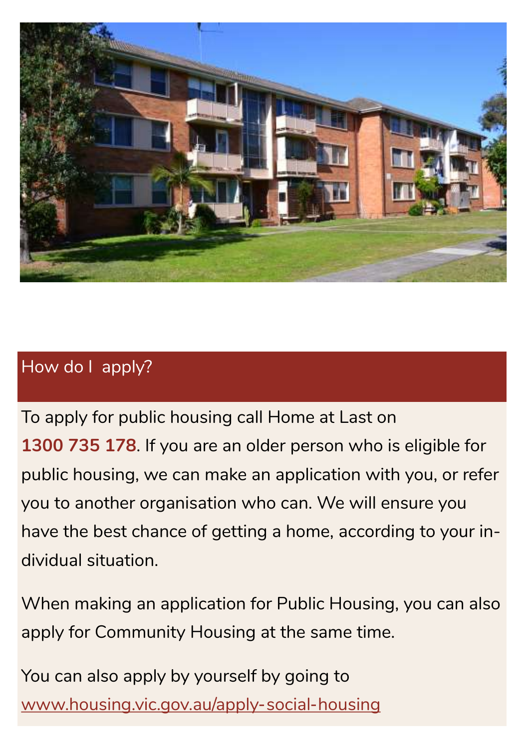## How do I apply?

To apply for public housing call Home at Last on **1300 735 178**. If you are an older person who is eligible for public housing, we can make an application with you, or refer you to another organisation who can. We will ensure you have the best chance of getting a home, according to your individual situation.

When making an application for Public Housing, you can also apply for Community Housing at the same time.

You can also apply by yourself by going to [www.housing.vic.gov.au/apply-social-housing](http://www.housing.vic.gov.au/apply-social-housing)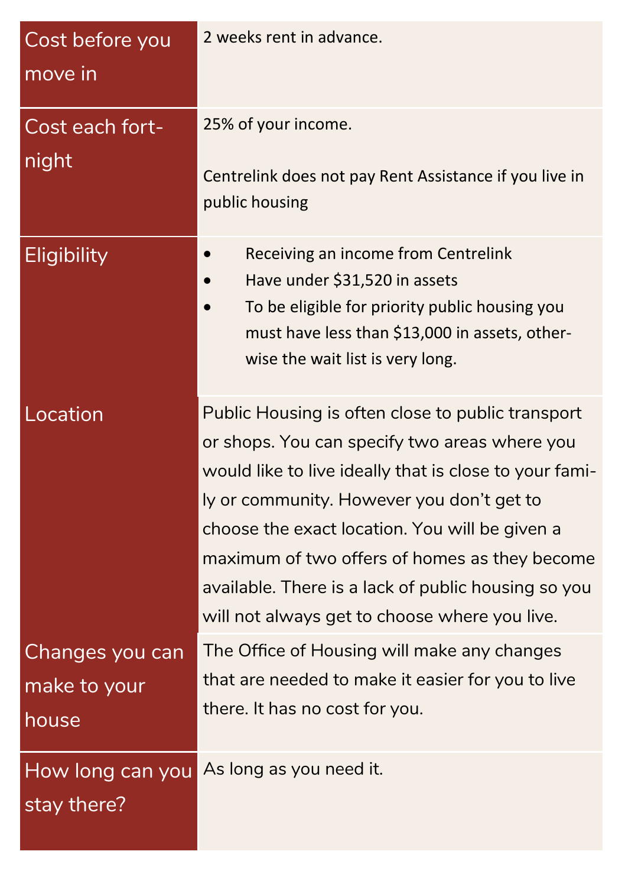| | |
|---|---|
| Cost before you move in | 2 weeks rent in advance. |
| Cost each fortnight | 25% of your income.<br><br>Centrelink does not pay Rent Assistance if you live in public housing |
| Eligibility | • Receiving an income from Centrelink<br>• Have under $31,520 in assets<br>• To be eligible for priority public housing you must have less than $13,000 in assets, otherwise the wait list is very long. |
| Location | Public Housing is often close to public transport or shops. You can specify two areas where you would like to live ideally that is close to your family or community. However you don't get to choose the exact location. You will be given a maximum of two offers of homes as they become available. There is a lack of public housing so you will not always get to choose where you live. |
| Changes you can make to your house | The Office of Housing will make any changes that are needed to make it easier for you to live there. It has no cost for you. |
| How long can you stay there? | As long as you need it. |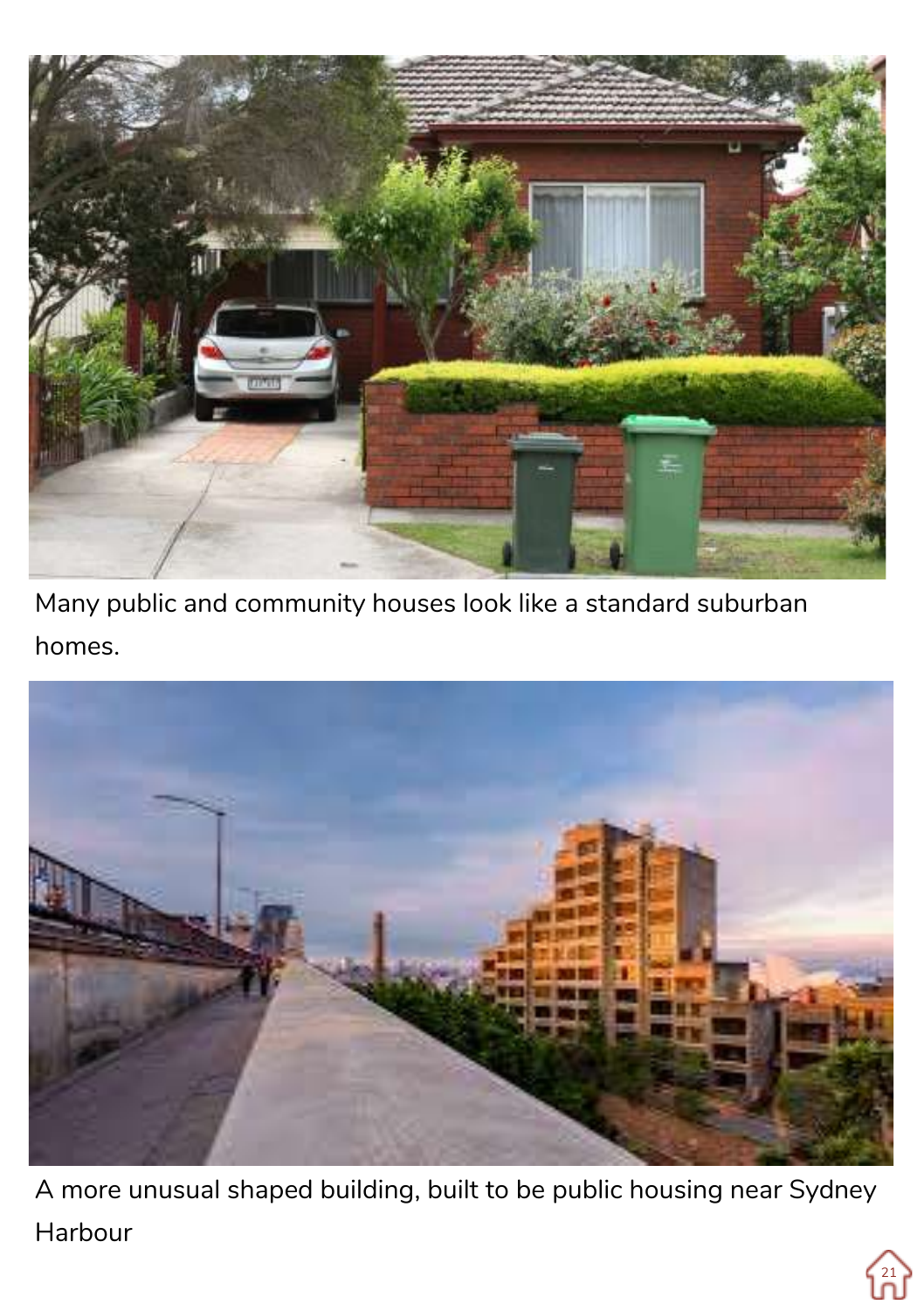Many public and community houses look like a standard suburban homes.

A more unusual shaped building, built to be public housing near Sydney Harbour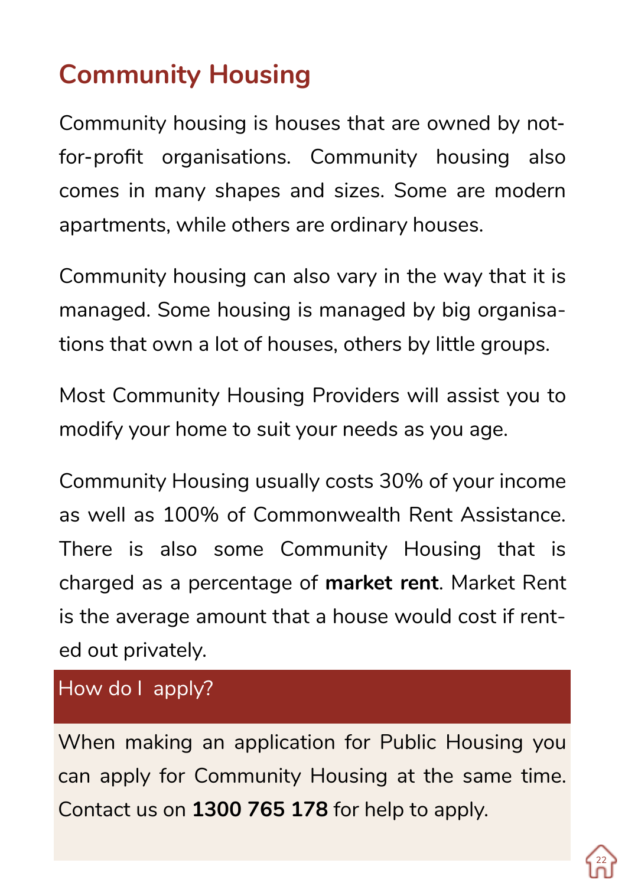# Community Housing

Community housing is houses that are owned by not-for-profit organisations. Community housing also comes in many shapes and sizes. Some are modern apartments, while others are ordinary houses.

Community housing can also vary in the way that it is managed. Some housing is managed by big organisations that own a lot of houses, others by little groups.

Most Community Housing Providers will assist you to modify your home to suit your needs as you age.

Community Housing usually costs 30% of your income as well as 100% of Commonwealth Rent Assistance. There is also some Community Housing that is charged as a percentage of **market rent**. Market Rent is the average amount that a house would cost if rented out privately.

## How do I apply?

When making an application for Public Housing you can apply for Community Housing at the same time. Contact us on **1300 765 178** for help to apply.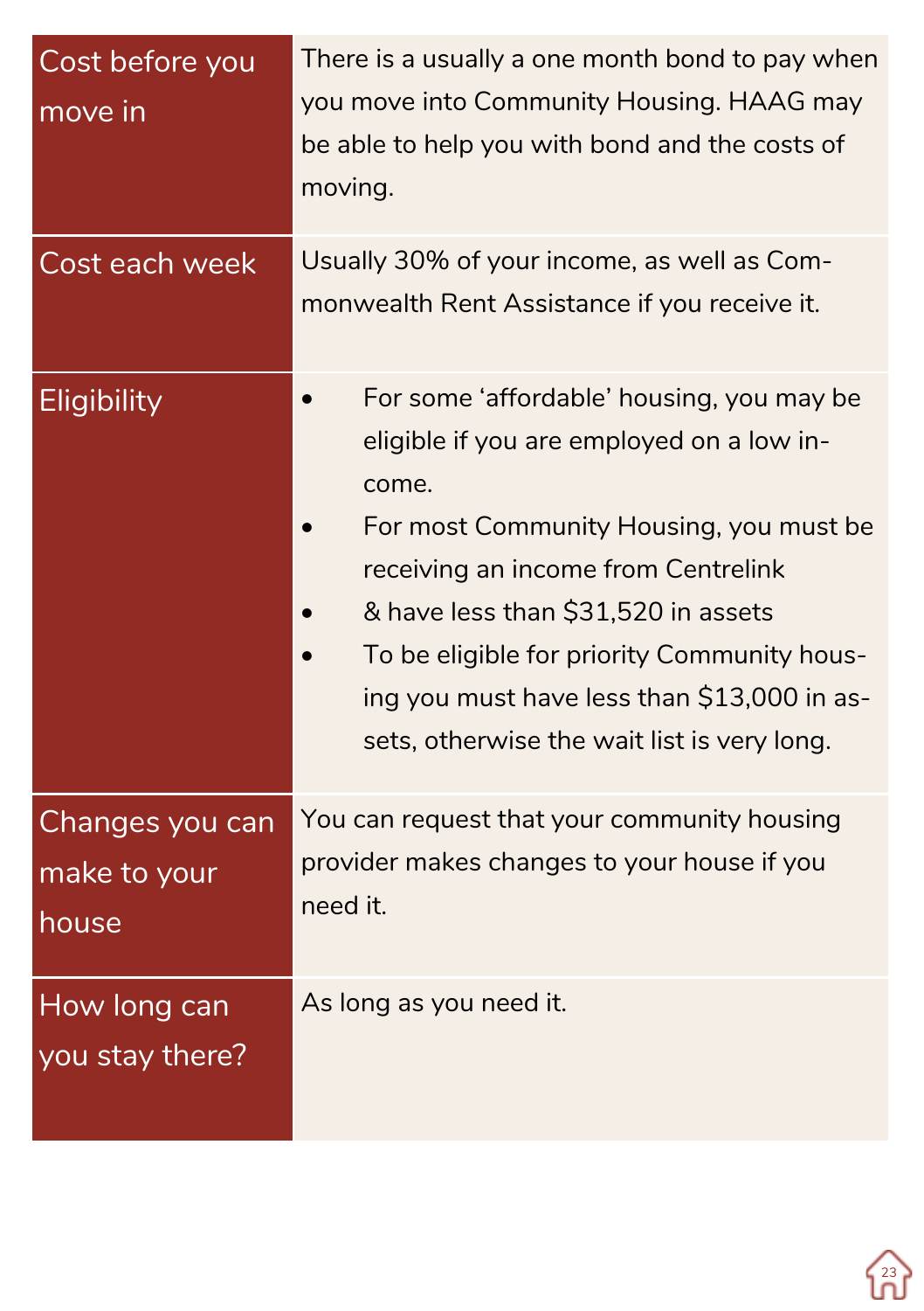| | |
|---|---|
| Cost before you move in | There is a usually a one month bond to pay when you move into Community Housing. HAAG may be able to help you with bond and the costs of moving. |
| Cost each week | Usually 30% of your income, as well as Commonwealth Rent Assistance if you receive it. |
| Eligibility | • For some 'affordable' housing, you may be eligible if you are employed on a low income.<br>• For most Community Housing, you must be receiving an income from Centrelink<br>• & have less than $31,520 in assets<br>• To be eligible for priority Community housing you must have less than $13,000 in assets, otherwise the wait list is very long. |
| Changes you can make to your house | You can request that your community housing provider makes changes to your house if you need it. |
| How long can you stay there? | As long as you need it. |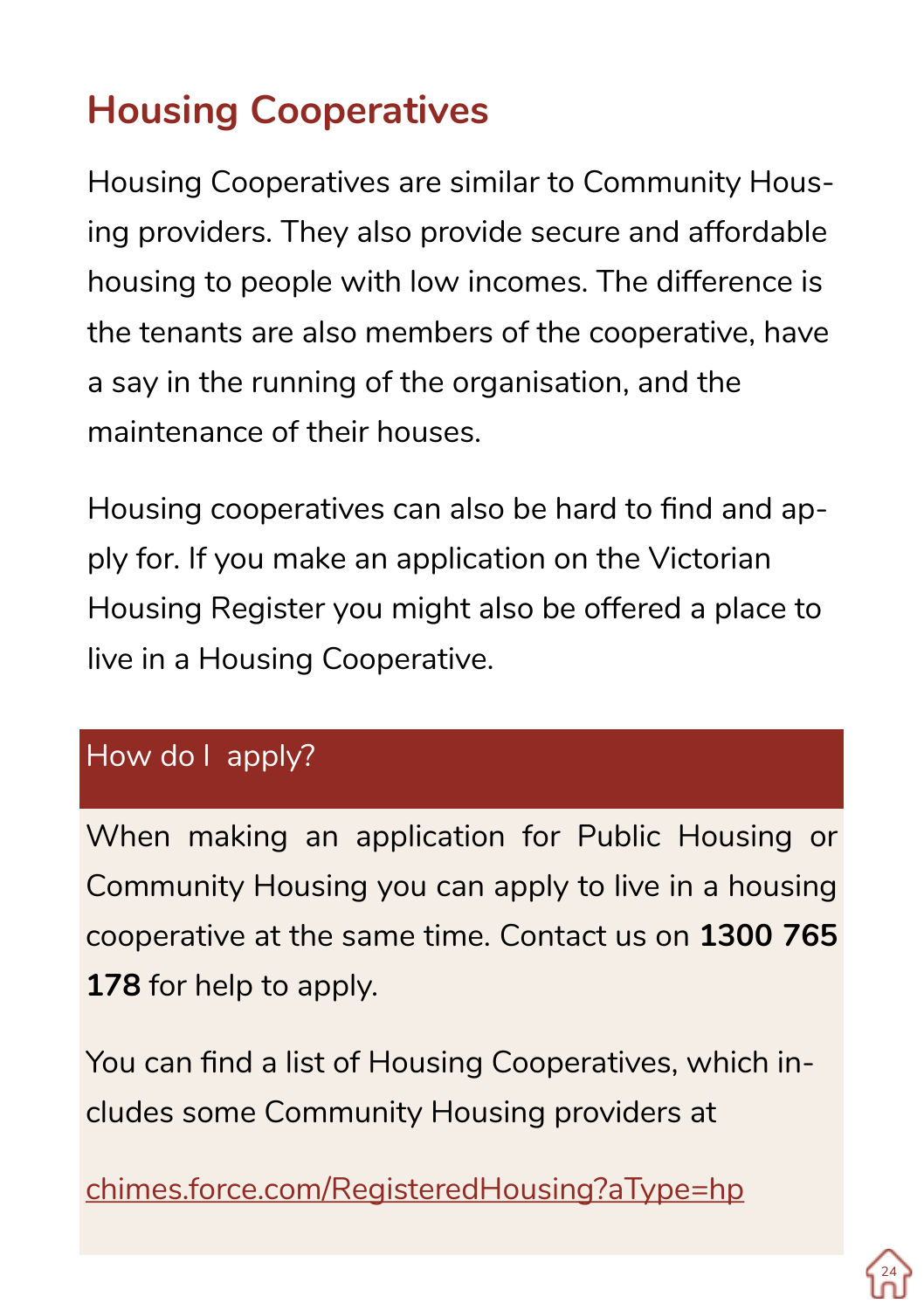## Housing Cooperatives

Housing Cooperatives are similar to Community Housing providers. They also provide secure and affordable housing to people with low incomes. The difference is the tenants are also members of the cooperative, have a say in the running of the organisation, and the maintenance of their houses.

Housing cooperatives can also be hard to find and apply for. If you make an application on the Victorian Housing Register you might also be offered a place to live in a Housing Cooperative.

### How do I apply?

When making an application for Public Housing or Community Housing you can apply to live in a housing cooperative at the same time. Contact us on **1300 765 178** for help to apply.

You can find a list of Housing Cooperatives, which includes some Community Housing providers at

chimes.force.com/RegisteredHousing?aType=hp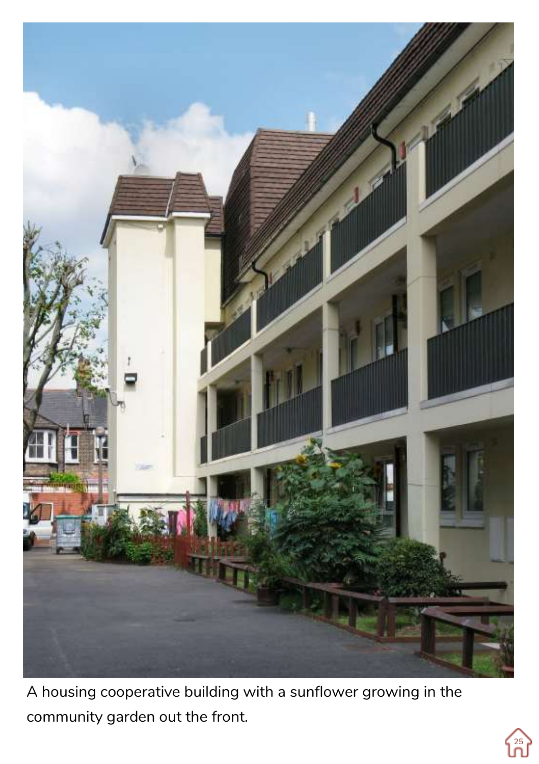A housing cooperative building with a sunflower growing in the community garden out the front.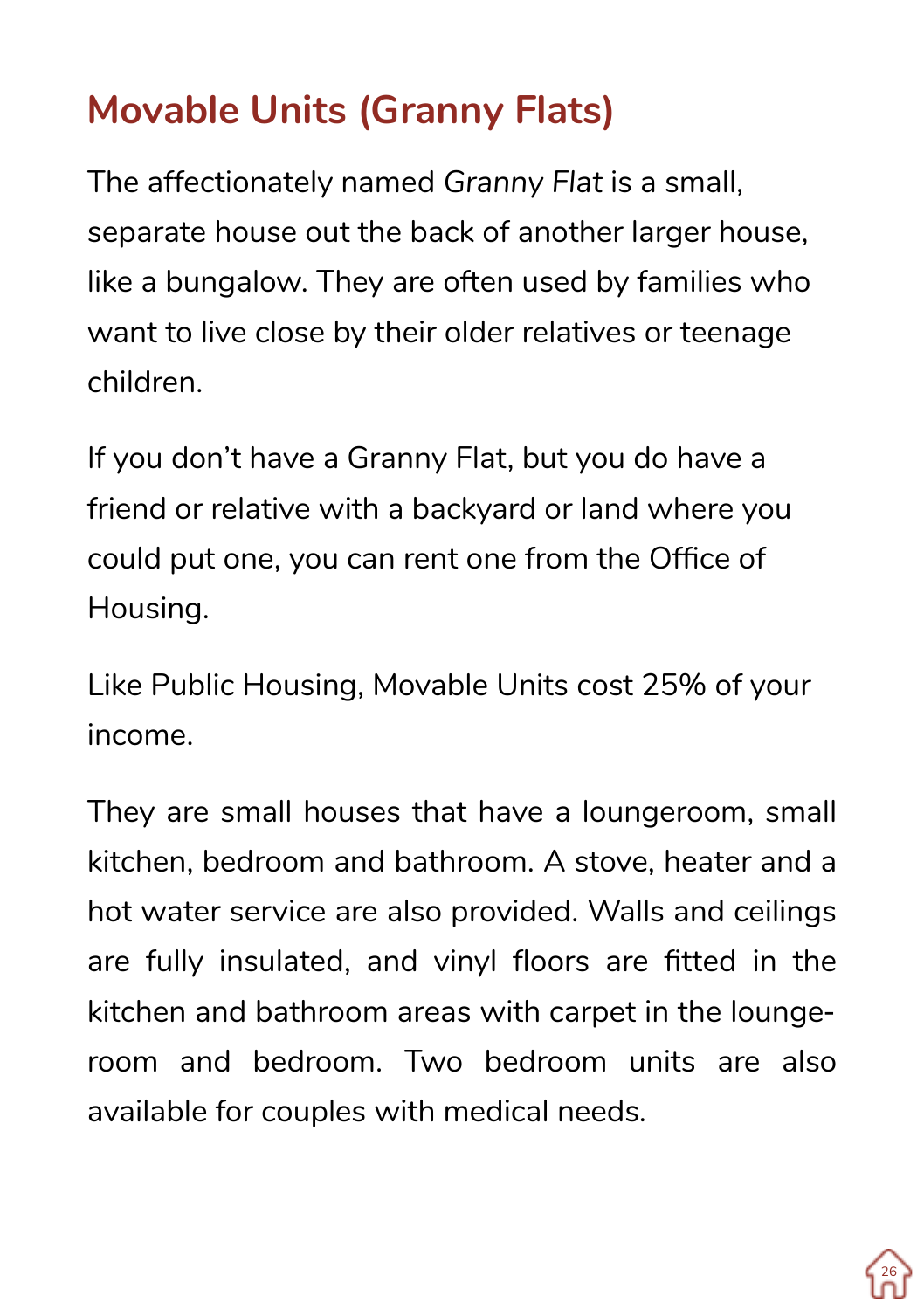## Movable Units (Granny Flats)

The affectionately named *Granny Flat* is a small, separate house out the back of another larger house, like a bungalow. They are often used by families who want to live close by their older relatives or teenage children.

If you don't have a Granny Flat, but you do have a friend or relative with a backyard or land where you could put one, you can rent one from the Office of Housing.

Like Public Housing, Movable Units cost 25% of your income.

They are small houses that have a loungeroom, small kitchen, bedroom and bathroom. A stove, heater and a hot water service are also provided. Walls and ceilings are fully insulated, and vinyl floors are fitted in the kitchen and bathroom areas with carpet in the lounge-room and bedroom. Two bedroom units are also available for couples with medical needs.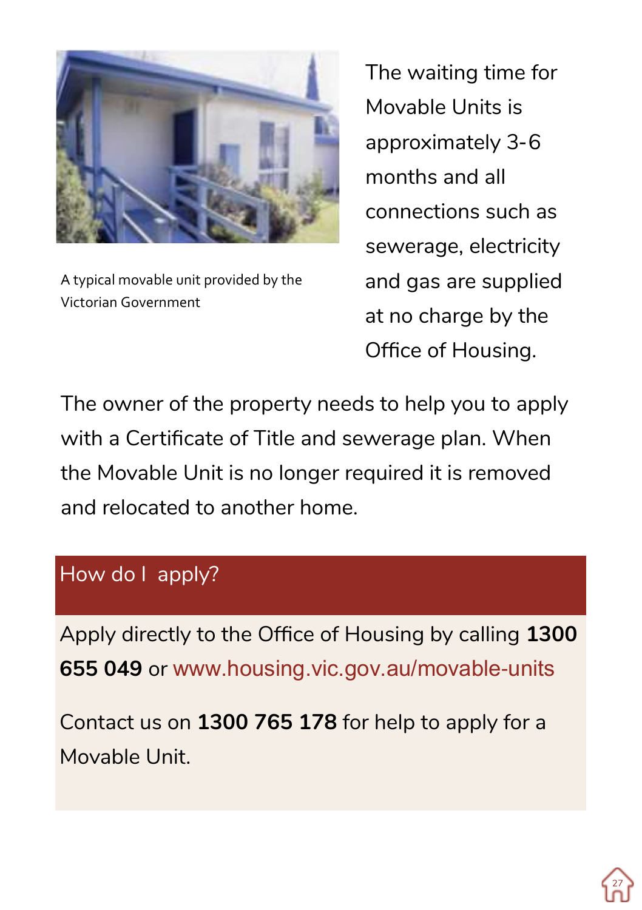A typical movable unit provided by the Victorian Government

The waiting time for Movable Units is approximately 3-6 months and all connections such as sewerage, electricity and gas are supplied at no charge by the Office of Housing.

The owner of the property needs to help you to apply with a Certificate of Title and sewerage plan. When the Movable Unit is no longer required it is removed and relocated to another home.

## How do I apply?

Apply directly to the Office of Housing by calling **1300 655 049** or www.housing.vic.gov.au/movable-units

Contact us on **1300 765 178** for help to apply for a Movable Unit.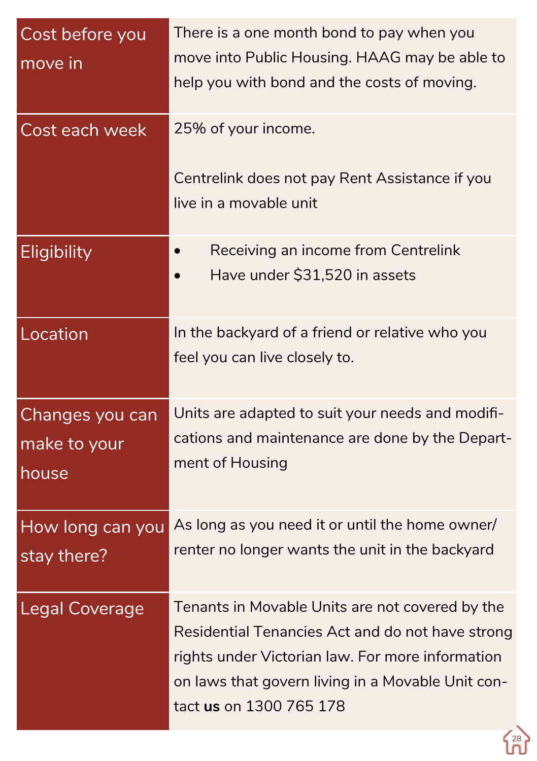| | |
|---|---|
| Cost before you move in | There is a one month bond to pay when you move into Public Housing. HAAG may be able to help you with bond and the costs of moving. |
| Cost each week | 25% of your income.<br><br>Centrelink does not pay Rent Assistance if you live in a movable unit |
| Eligibility | • Receiving an income from Centrelink<br>• Have under $31,520 in assets |
| Location | In the backyard of a friend or relative who you feel you can live closely to. |
| Changes you can make to your house | Units are adapted to suit your needs and modifications and maintenance are done by the Department of Housing |
| How long can you stay there? | As long as you need it or until the home owner/ renter no longer wants the unit in the backyard |
| Legal Coverage | Tenants in Movable Units are not covered by the Residential Tenancies Act and do not have strong rights under Victorian law. For more information on laws that govern living in a Movable Unit contact **us** on 1300 765 178 |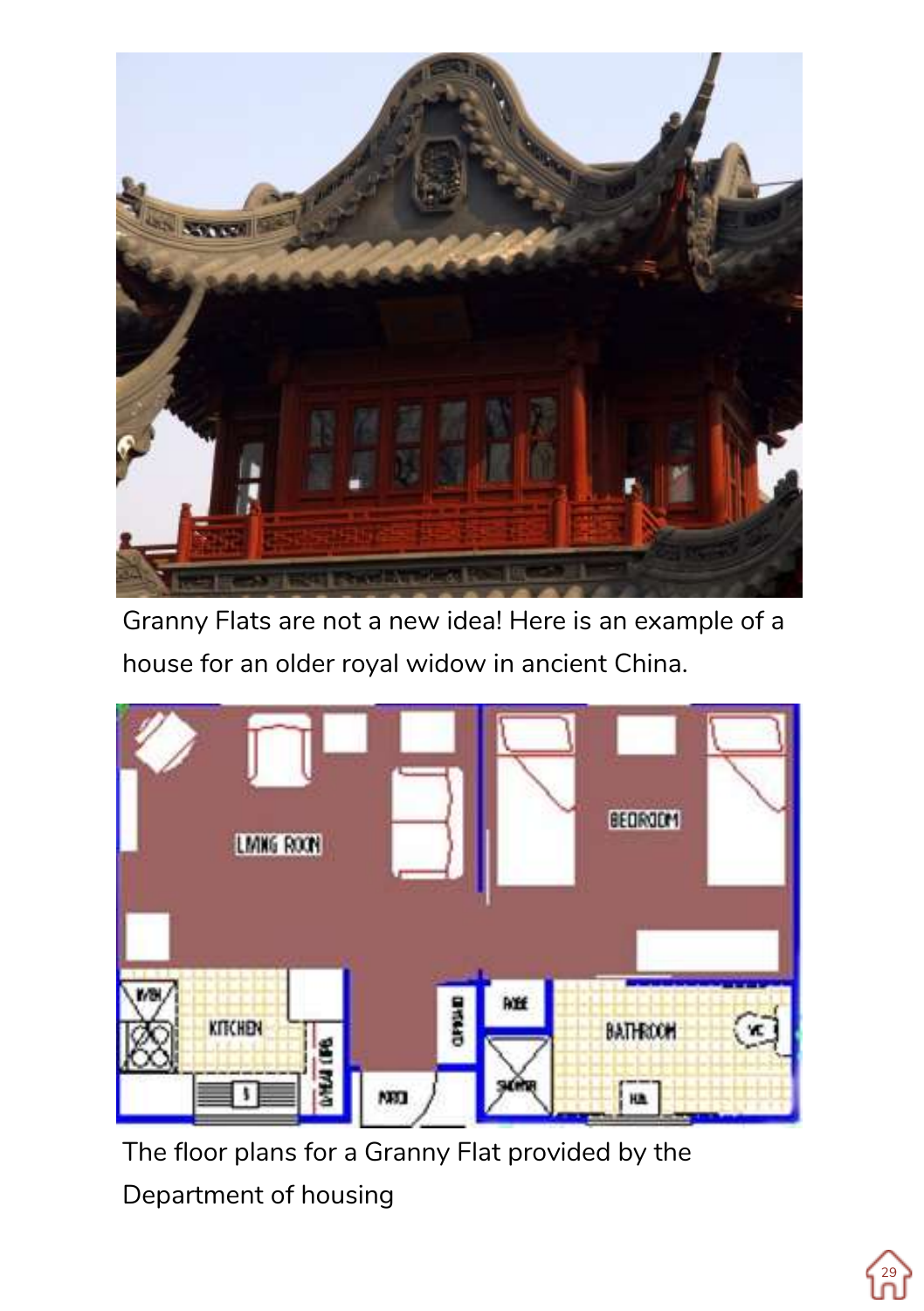Granny Flats are not a new idea! Here is an example of a house for an older royal widow in ancient China.

The floor plans for a Granny Flat provided by the Department of housing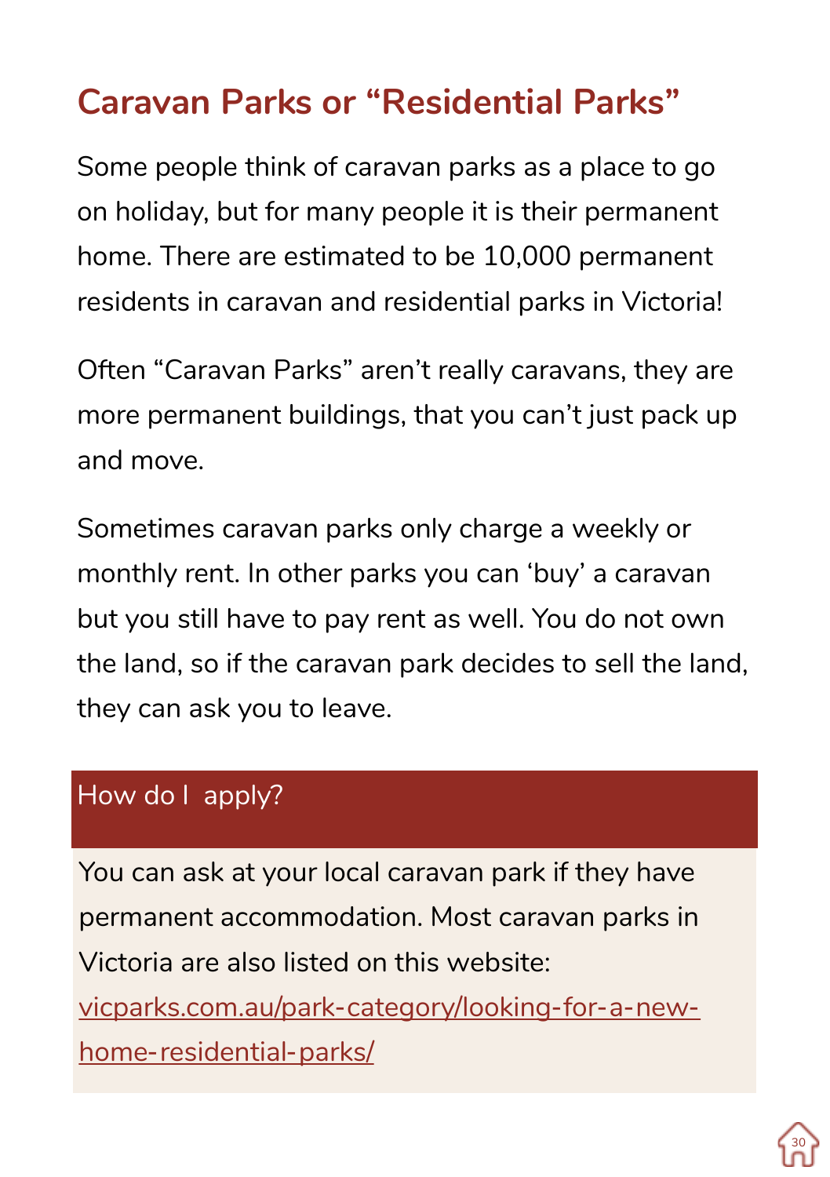## Caravan Parks or "Residential Parks"

Some people think of caravan parks as a place to go on holiday, but for many people it is their permanent home. There are estimated to be 10,000 permanent residents in caravan and residential parks in Victoria!

Often "Caravan Parks" aren't really caravans, they are more permanent buildings, that you can't just pack up and move.

Sometimes caravan parks only charge a weekly or monthly rent. In other parks you can 'buy' a caravan but you still have to pay rent as well. You do not own the land, so if the caravan park decides to sell the land, they can ask you to leave.

### How do I apply?

You can ask at your local caravan park if they have permanent accommodation. Most caravan parks in Victoria are also listed on this website: [vicparks.com.au/park-category/looking-for-a-new-home-residential-parks/](vicparks.com.au/park-category/looking-for-a-new-home-residential-parks/)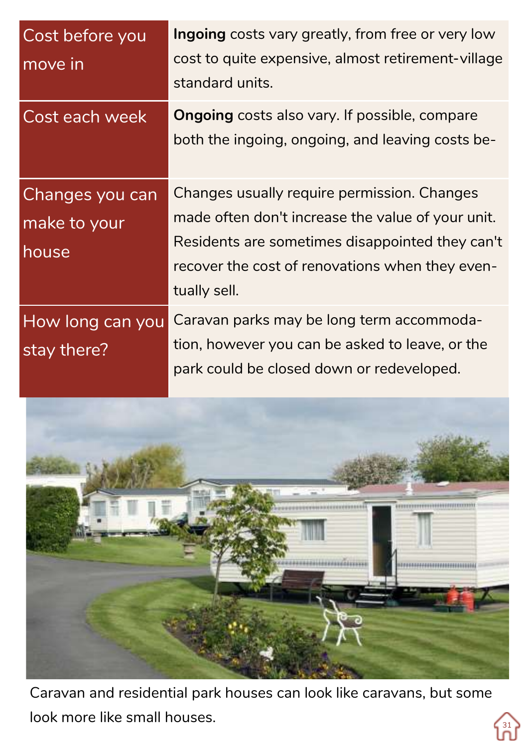| Cost before you move in | **Ingoing** costs vary greatly, from free or very low cost to quite expensive, almost retirement-village standard units. |
|---|---|
| Cost each week | **Ongoing** costs also vary. If possible, compare both the ingoing, ongoing, and leaving costs be- |
| Changes you can make to your house | Changes usually require permission. Changes made often don't increase the value of your unit. Residents are sometimes disappointed they can't recover the cost of renovations when they eventually sell. |
| How long can you stay there? | Caravan parks may be long term accommodation, however you can be asked to leave, or the park could be closed down or redeveloped. |

Caravan and residential park houses can look like caravans, but some look more like small houses.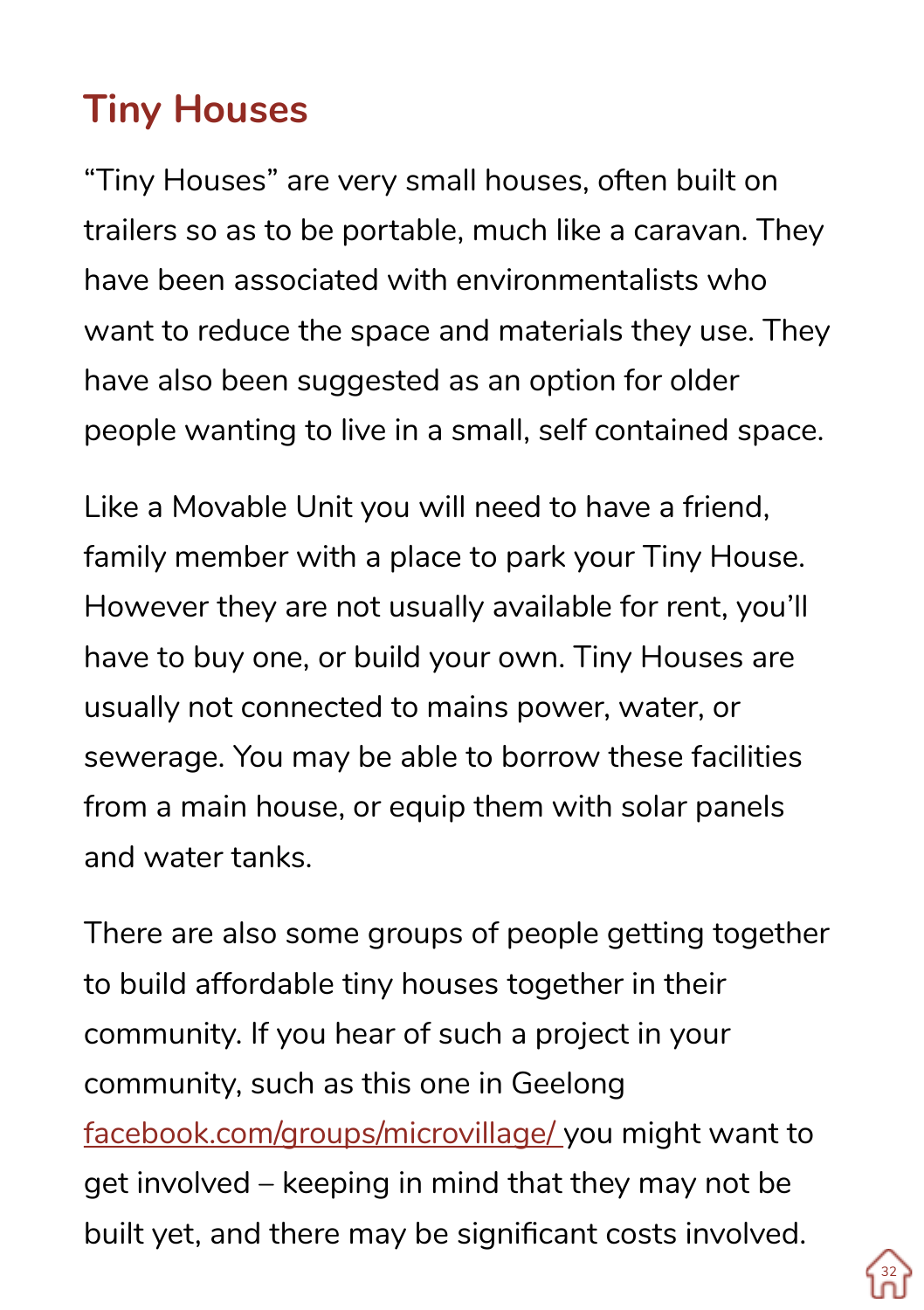## Tiny Houses

“Tiny Houses” are very small houses, often built on trailers so as to be portable, much like a caravan. They have been associated with environmentalists who want to reduce the space and materials they use. They have also been suggested as an option for older people wanting to live in a small, self contained space.

Like a Movable Unit you will need to have a friend, family member with a place to park your Tiny House. However they are not usually available for rent, you’ll have to buy one, or build your own. Tiny Houses are usually not connected to mains power, water, or sewerage. You may be able to borrow these facilities from a main house, or equip them with solar panels and water tanks.

There are also some groups of people getting together to build affordable tiny houses together in their community. If you hear of such a project in your community, such as this one in Geelong [facebook.com/groups/microvillage/](https://facebook.com/groups/microvillage/) you might want to get involved – keeping in mind that they may not be built yet, and there may be significant costs involved.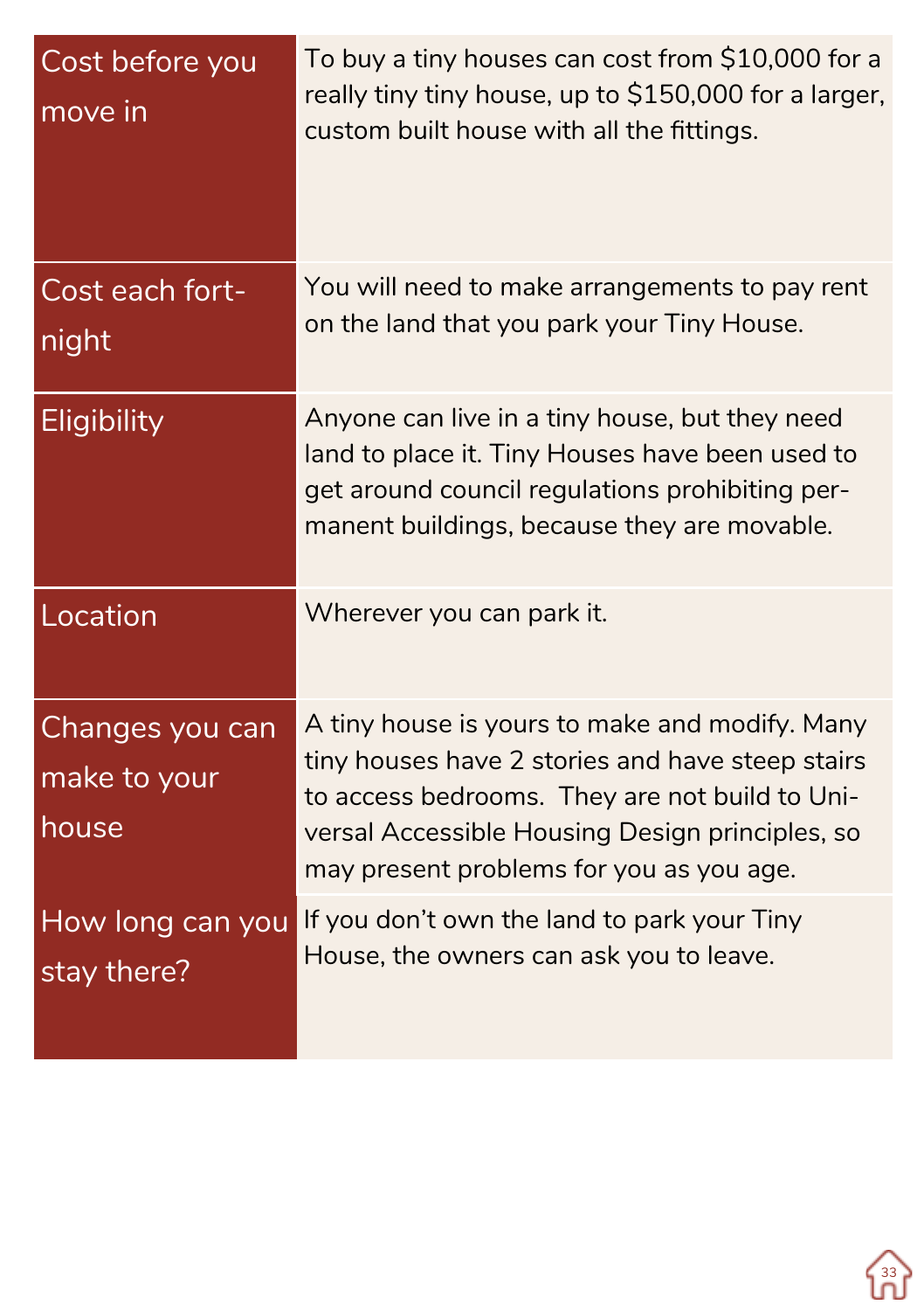| | |
|---|---|
| Cost before you move in | To buy a tiny houses can cost from $10,000 for a really tiny tiny house, up to $150,000 for a larger, custom built house with all the fittings. |
| Cost each fort-night | You will need to make arrangements to pay rent on the land that you park your Tiny House. |
| Eligibility | Anyone can live in a tiny house, but they need land to place it. Tiny Houses have been used to get around council regulations prohibiting permanent buildings, because they are movable. |
| Location | Wherever you can park it. |
| Changes you can make to your house | A tiny house is yours to make and modify. Many tiny houses have 2 stories and have steep stairs to access bedrooms. They are not build to Universal Accessible Housing Design principles, so may present problems for you as you age. |
| How long can you stay there? | If you don't own the land to park your Tiny House, the owners can ask you to leave. |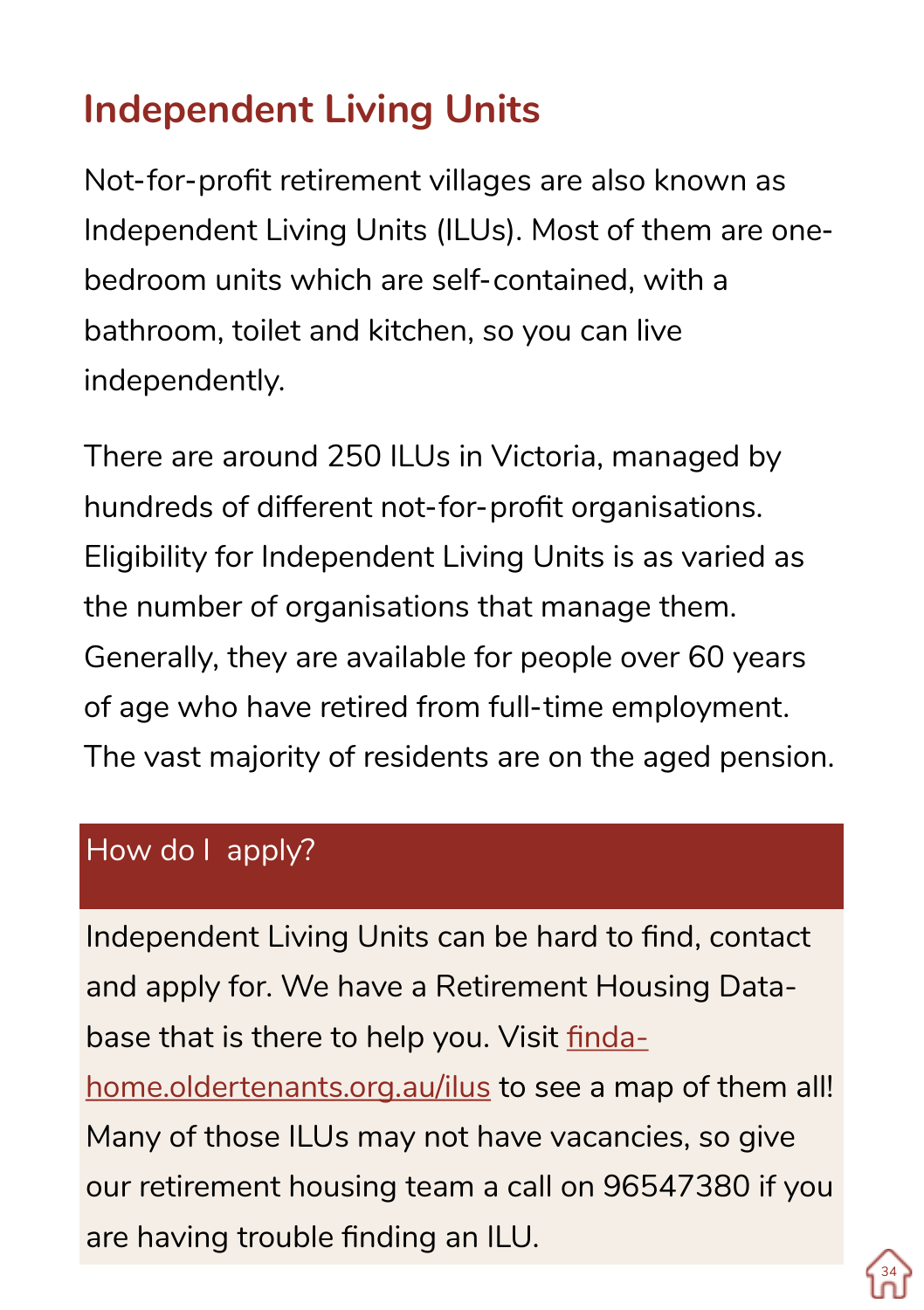# Independent Living Units

Not-for-profit retirement villages are also known as Independent Living Units (ILUs). Most of them are one-bedroom units which are self-contained, with a bathroom, toilet and kitchen, so you can live independently.

There are around 250 ILUs in Victoria, managed by hundreds of different not-for-profit organisations. Eligibility for Independent Living Units is as varied as the number of organisations that manage them. Generally, they are available for people over 60 years of age who have retired from full-time employment. The vast majority of residents are on the aged pension.

## How do I apply?

Independent Living Units can be hard to find, contact and apply for. We have a Retirement Housing Database that is there to help you. Visit [findahome.oldertenants.org.au/ilus](findahome.oldertenants.org.au/ilus) to see a map of them all! Many of those ILUs may not have vacancies, so give our retirement housing team a call on 96547380 if you are having trouble finding an ILU.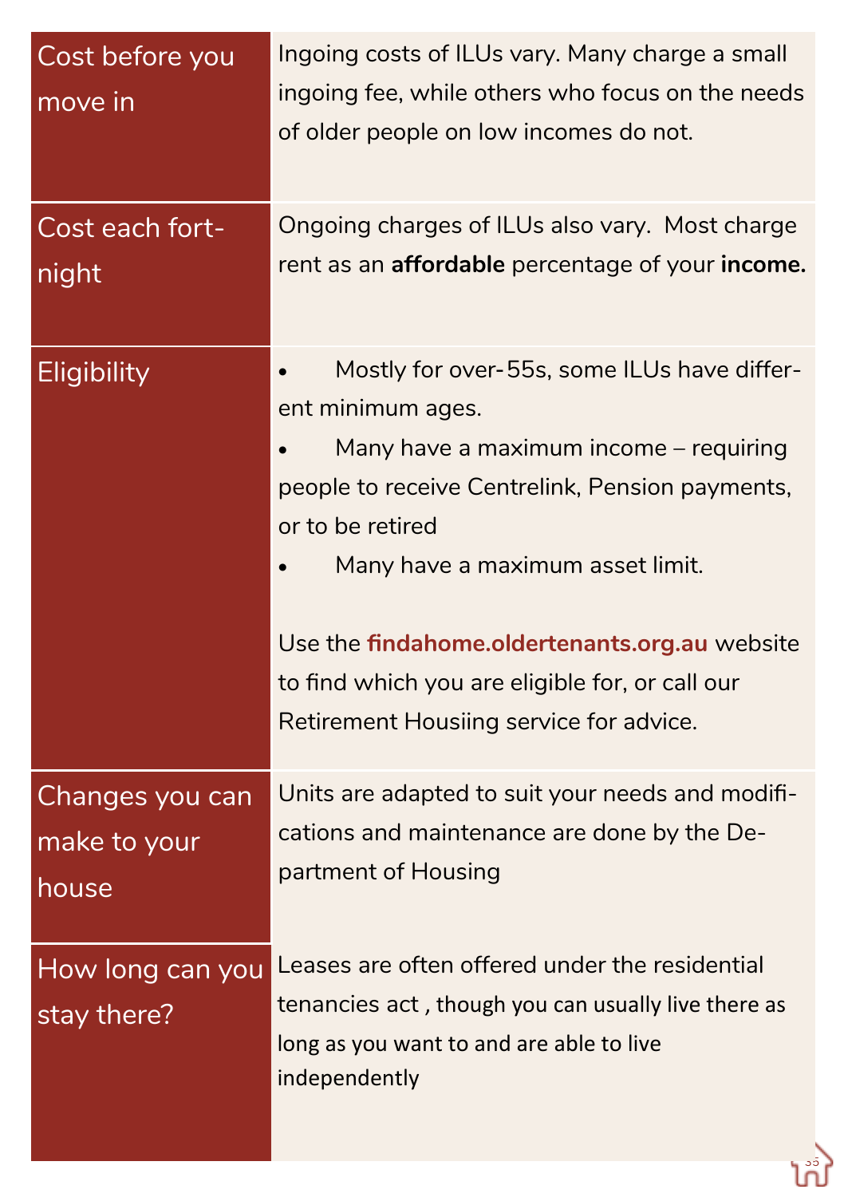| | |
|---|---|
| Cost before you move in | Ingoing costs of ILUs vary. Many charge a small ingoing fee, while others who focus on the needs of older people on low incomes do not. |
| Cost each fortnight | Ongoing charges of ILUs also vary. Most charge rent as an **affordable** percentage of your **income.** |
| Eligibility | • Mostly for over-55s, some ILUs have different minimum ages.<br>• Many have a maximum income – requiring people to receive Centrelink, Pension payments, or to be retired<br>• Many have a maximum asset limit.<br><br>Use the **findahome.oldertenants.org.au** website to find which you are eligible for, or call our Retirement Housiing service for advice. |
| Changes you can make to your house | Units are adapted to suit your needs and modifications and maintenance are done by the Department of Housing |
| How long can you stay there? | Leases are often offered under the residential tenancies act , though you can usually live there as long as you want to and are able to live independently |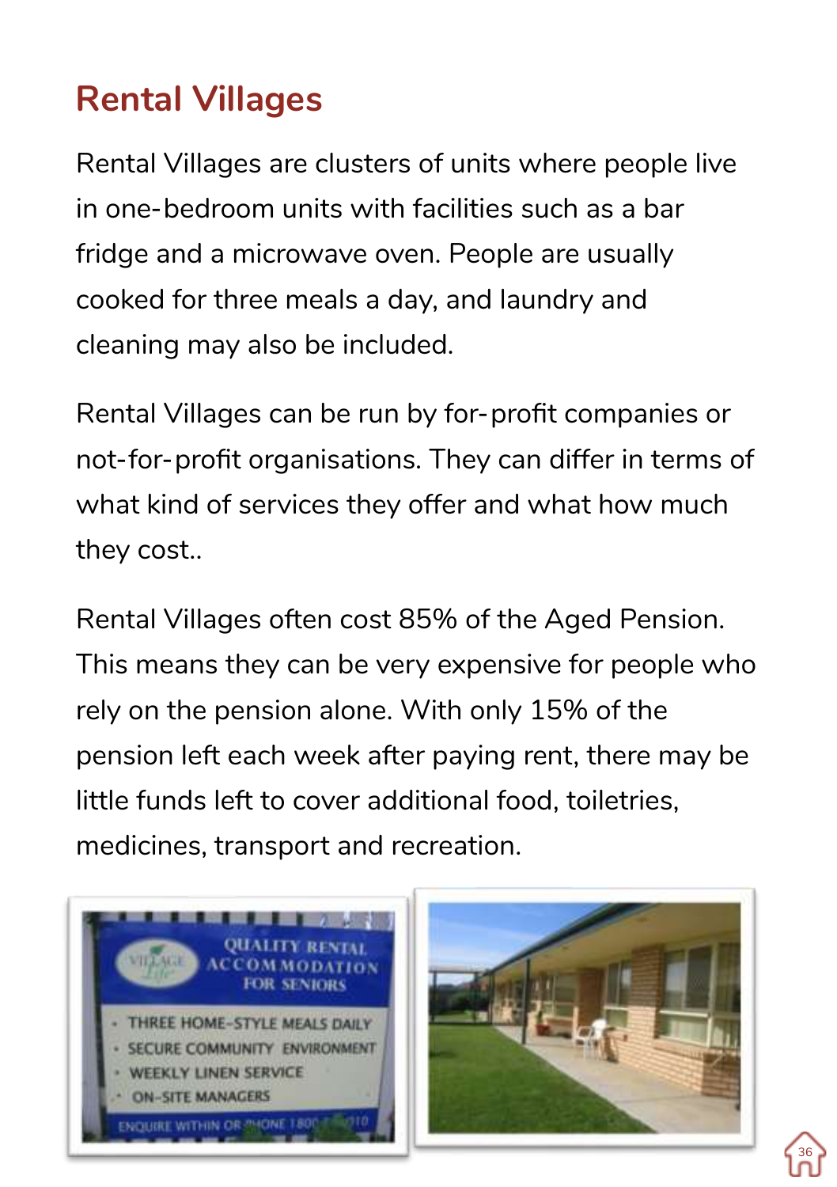# Rental Villages

Rental Villages are clusters of units where people live in one-bedroom units with facilities such as a bar fridge and a microwave oven. People are usually cooked for three meals a day, and laundry and cleaning may also be included.

Rental Villages can be run by for-profit companies or not-for-profit organisations. They can differ in terms of what kind of services they offer and what how much they cost..

Rental Villages often cost 85% of the Aged Pension. This means they can be very expensive for people who rely on the pension alone. With only 15% of the pension left each week after paying rent, there may be little funds left to cover additional food, toiletries, medicines, transport and recreation.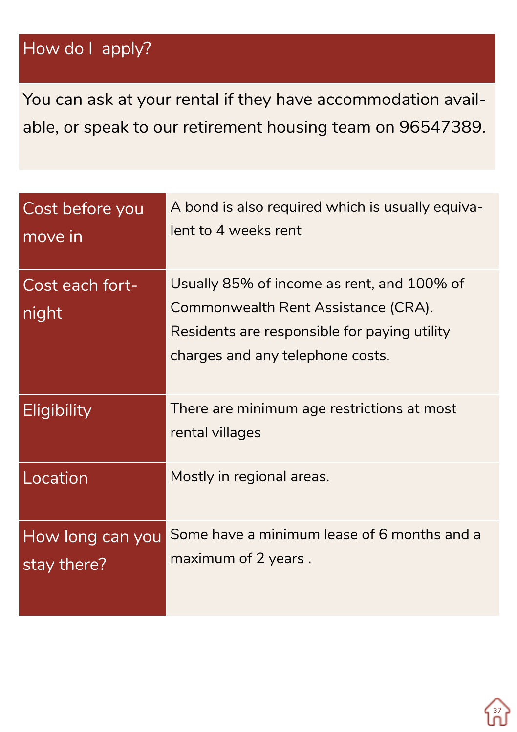## How do I apply?

You can ask at your rental if they have accommodation available, or speak to our retirement housing team on 96547389.

| | |
|---|---|
| Cost before you move in | A bond is also required which is usually equivalent to 4 weeks rent |
| Cost each fortnight | Usually 85% of income as rent, and 100% of Commonwealth Rent Assistance (CRA). Residents are responsible for paying utility charges and any telephone costs. |
| Eligibility | There are minimum age restrictions at most rental villages |
| Location | Mostly in regional areas. |
| How long can you stay there? | Some have a minimum lease of 6 months and a maximum of 2 years . |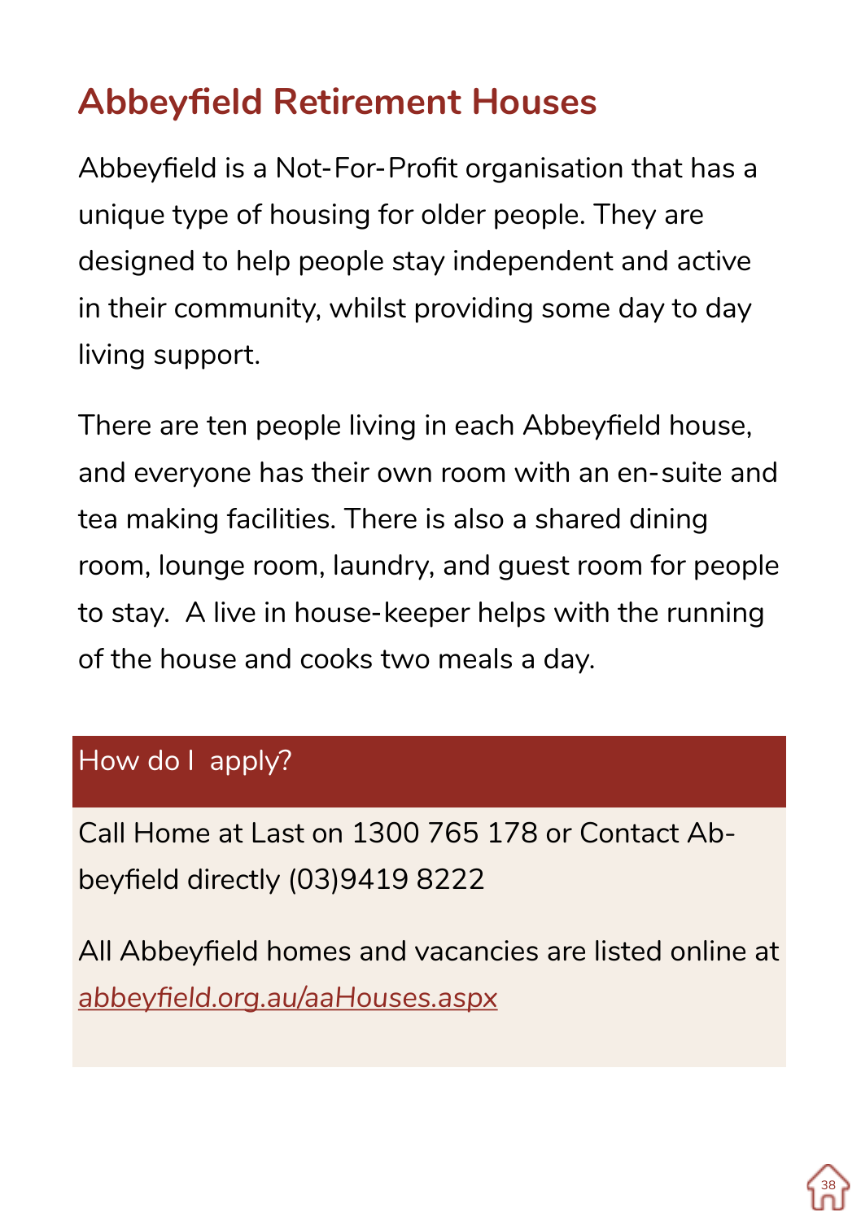# Abbeyfield Retirement Houses

Abbeyfield is a Not-For-Profit organisation that has a unique type of housing for older people. They are designed to help people stay independent and active in their community, whilst providing some day to day living support.

There are ten people living in each Abbeyfield house, and everyone has their own room with an en-suite and tea making facilities. There is also a shared dining room, lounge room, laundry, and guest room for people to stay. A live in house-keeper helps with the running of the house and cooks two meals a day.

## How do I apply?

Call Home at Last on 1300 765 178 or Contact Abbeyfield directly (03)9419 8222

All Abbeyfield homes and vacancies are listed online at [abbeyfield.org.au/aaHouses.aspx](abbeyfield.org.au/aaHouses.aspx)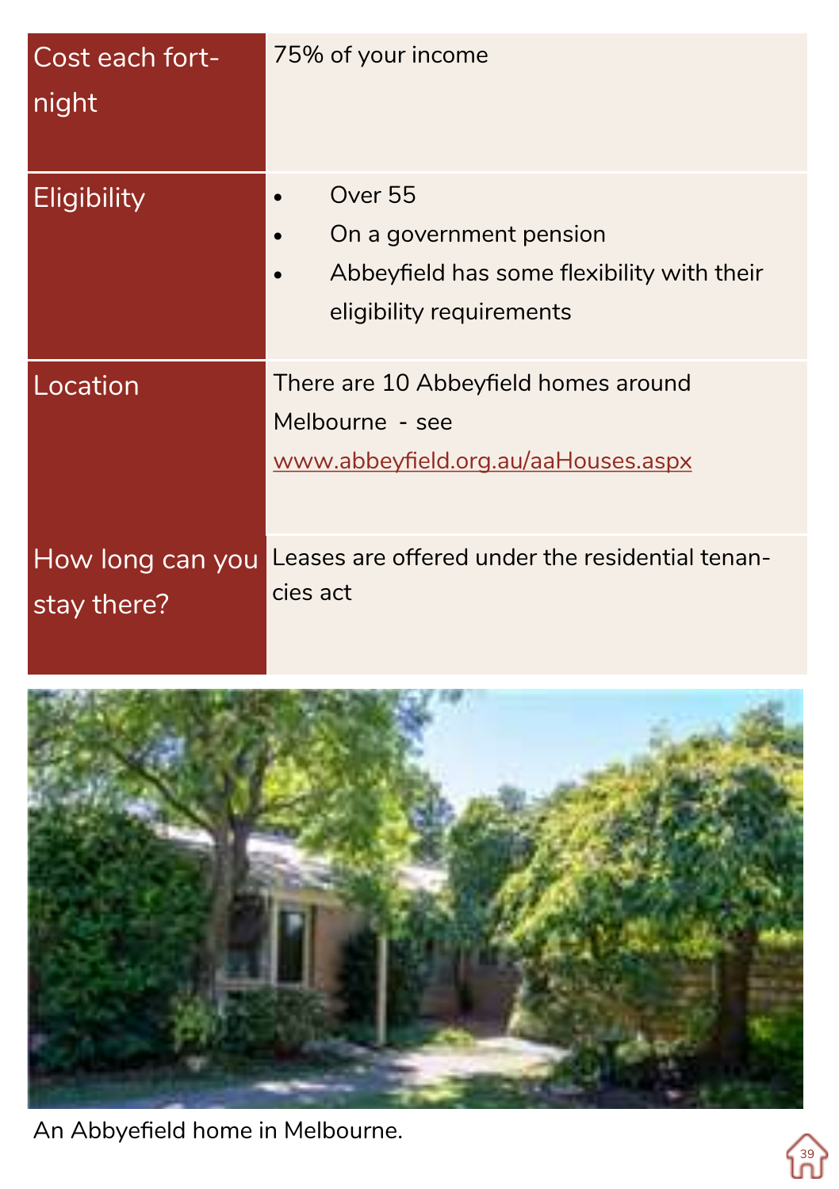| | |
|---|---|
| Cost each fortnight | 75% of your income |
| Eligibility | • Over 55<br>• On a government pension<br>• Abbeyfield has some flexibility with their eligibility requirements |
| Location | There are 10 Abbeyfield homes around Melbourne - see www.abbeyfield.org.au/aaHouses.aspx |
| How long can you stay there? | Leases are offered under the residential tenancies act |

An Abbyefield home in Melbourne.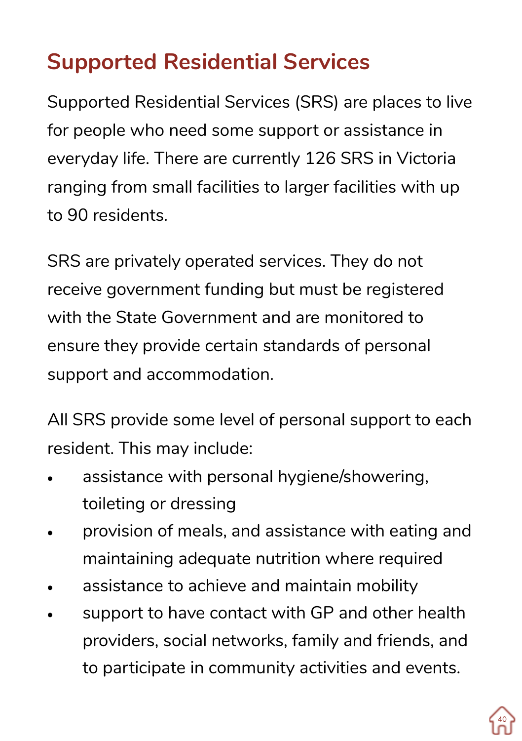## Supported Residential Services

Supported Residential Services (SRS) are places to live for people who need some support or assistance in everyday life. There are currently 126 SRS in Victoria ranging from small facilities to larger facilities with up to 90 residents.

SRS are privately operated services. They do not receive government funding but must be registered with the State Government and are monitored to ensure they provide certain standards of personal support and accommodation.

All SRS provide some level of personal support to each resident. This may include:

- assistance with personal hygiene/showering, toileting or dressing
- provision of meals, and assistance with eating and maintaining adequate nutrition where required
- assistance to achieve and maintain mobility
- support to have contact with GP and other health providers, social networks, family and friends, and to participate in community activities and events.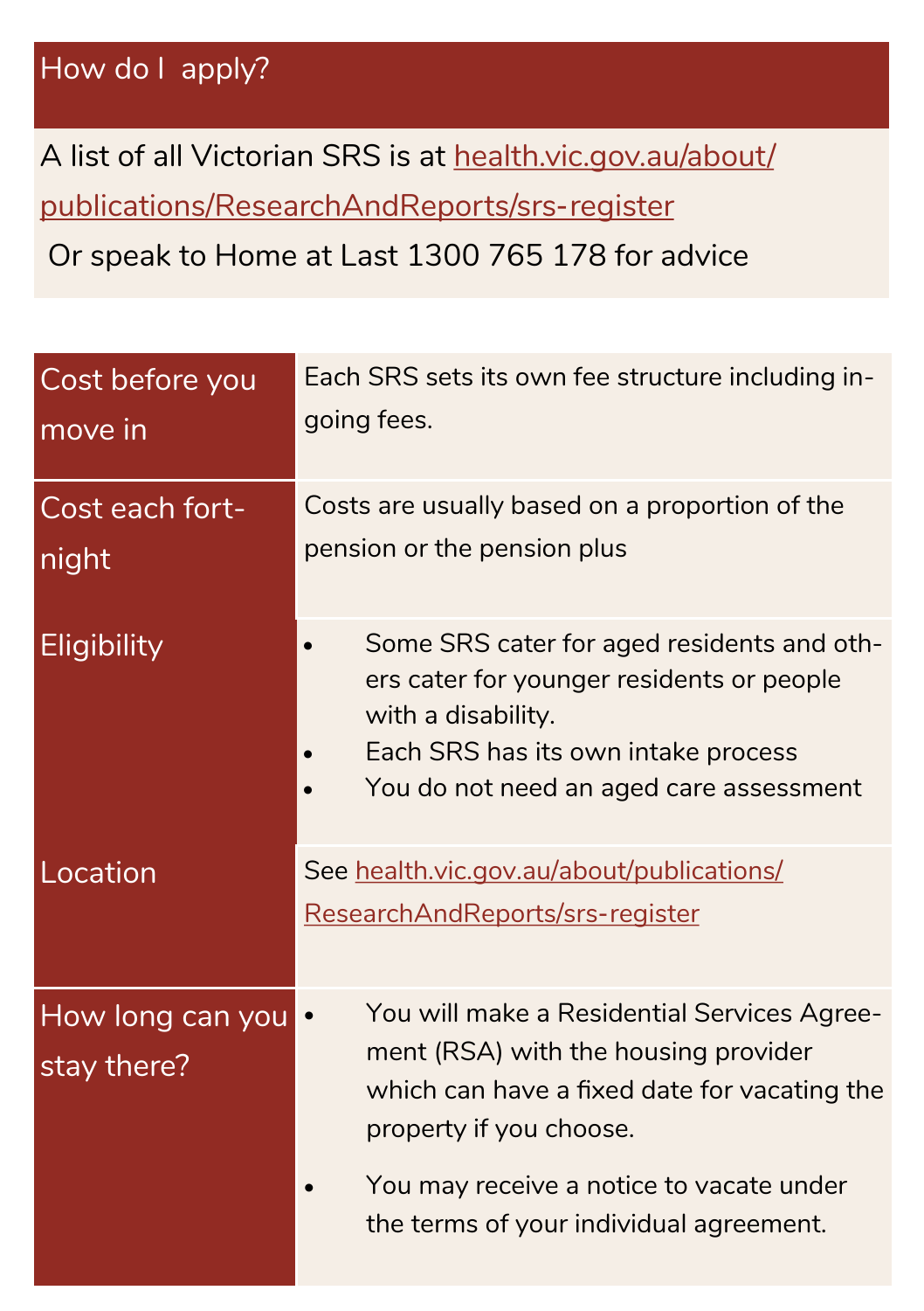## How do I apply?

A list of all Victorian SRS is at [health.vic.gov.au/about/publications/ResearchAndReports/srs-register](health.vic.gov.au/about/publications/ResearchAndReports/srs-register)

Or speak to Home at Last 1300 765 178 for advice

| | |
|---|---|
| Cost before you move in | Each SRS sets its own fee structure including in-going fees. |
| Cost each fortnight | Costs are usually based on a proportion of the pension or the pension plus |
| Eligibility | • Some SRS cater for aged residents and others cater for younger residents or people with a disability.<br>• Each SRS has its own intake process<br>• You do not need an aged care assessment |
| Location | See [health.vic.gov.au/about/publications/ResearchAndReports/srs-register](health.vic.gov.au/about/publications/ResearchAndReports/srs-register) |
| How long can you stay there? | • You will make a Residential Services Agreement (RSA) with the housing provider which can have a fixed date for vacating the property if you choose.<br>• You may receive a notice to vacate under the terms of your individual agreement. |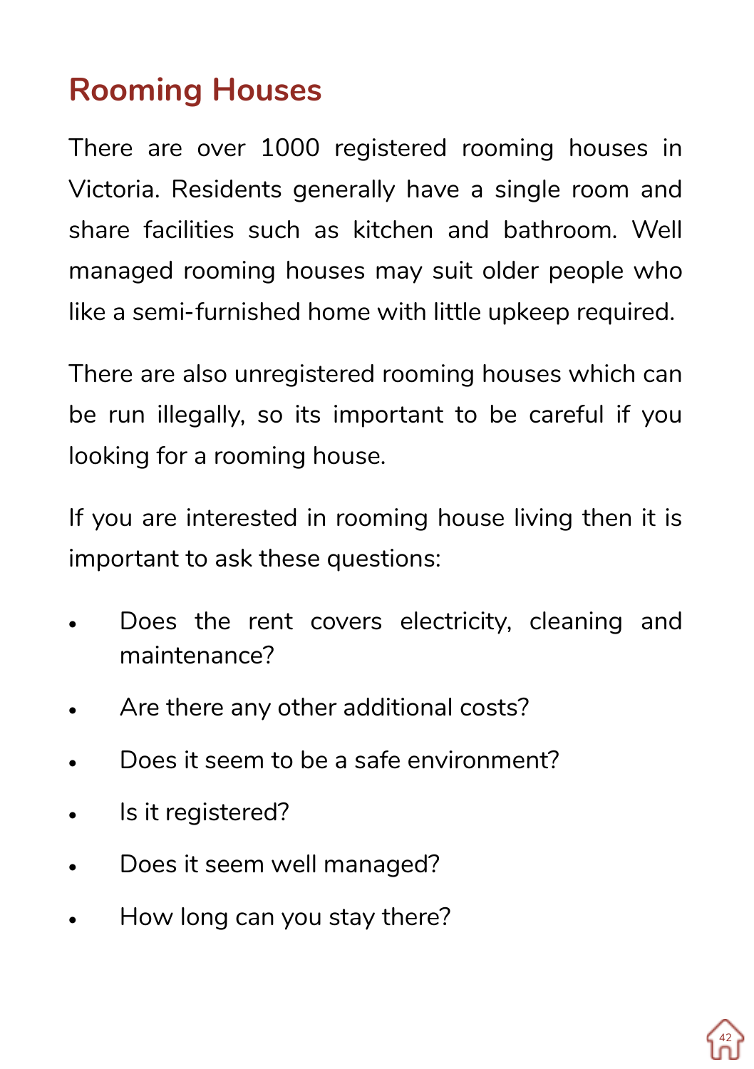## Rooming Houses

There are over 1000 registered rooming houses in Victoria. Residents generally have a single room and share facilities such as kitchen and bathroom. Well managed rooming houses may suit older people who like a semi-furnished home with little upkeep required.

There are also unregistered rooming houses which can be run illegally, so its important to be careful if you looking for a rooming house.

If you are interested in rooming house living then it is important to ask these questions:

- Does the rent covers electricity, cleaning and maintenance?
- Are there any other additional costs?
- Does it seem to be a safe environment?
- Is it registered?
- Does it seem well managed?
- How long can you stay there?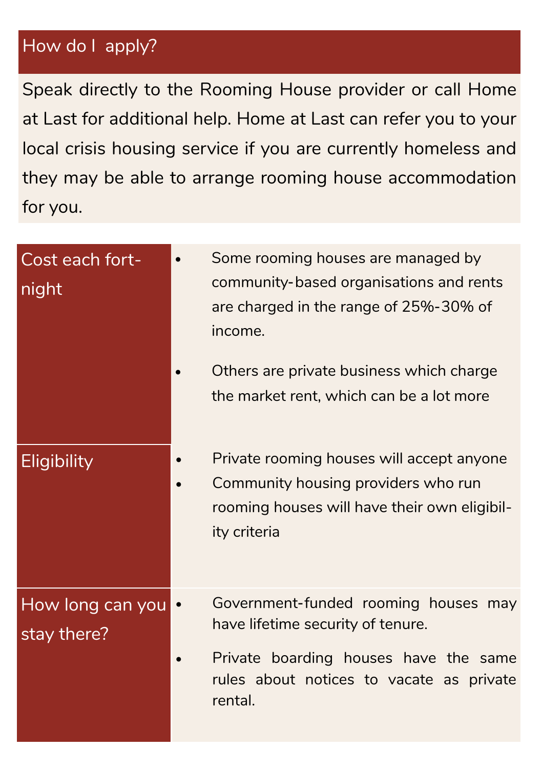## How do I apply?

Speak directly to the Rooming House provider or call Home at Last for additional help. Home at Last can refer you to your local crisis housing service if you are currently homeless and they may be able to arrange rooming house accommodation for you.

| | |
|---|---|
| Cost each fortnight | • Some rooming houses are managed by community-based organisations and rents are charged in the range of 25%-30% of income.<br>• Others are private business which charge the market rent, which can be a lot more |
| Eligibility | • Private rooming houses will accept anyone<br>• Community housing providers who run rooming houses will have their own eligibility criteria |
| How long can you stay there? | • Government-funded rooming houses may have lifetime security of tenure.<br>• Private boarding houses have the same rules about notices to vacate as private rental. |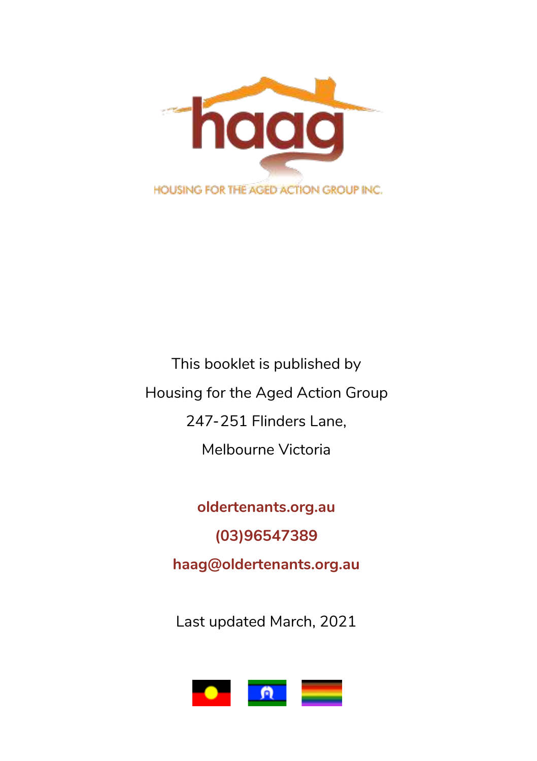haag

HOUSING FOR THE AGED ACTION GROUP INC.

This booklet is published by

Housing for the Aged Action Group

247-251 Flinders Lane,

Melbourne Victoria

**oldertenants.org.au**

**(03)96547389**

**haag@oldertenants.org.au**

Last updated March, 2021